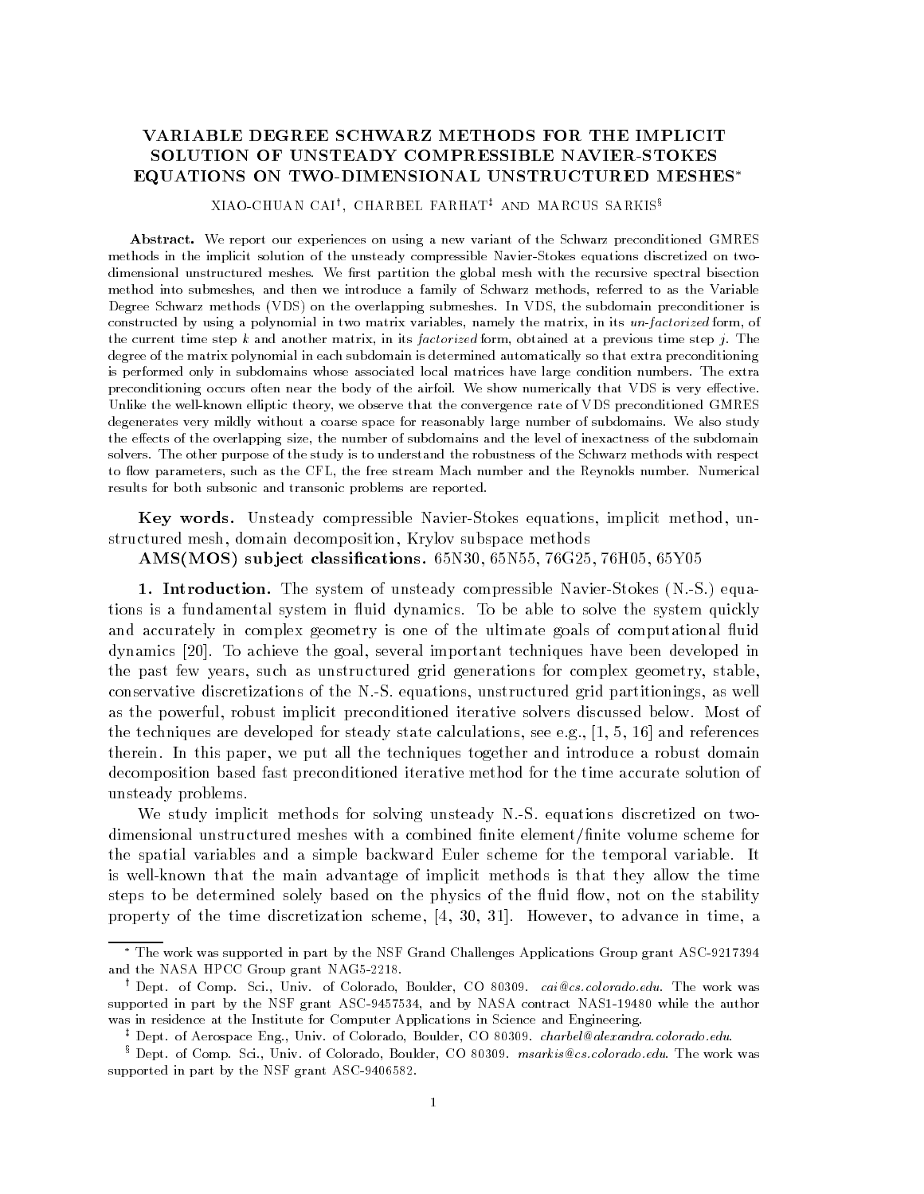# VARIABLE DEGREE SCHWARZ METHODS FOR THE IMPLICIT SOLUTION OF UNSTEADY COMPRESSIBLE NAVIER-STOKES EQUATIONS ON TWO-DIMENSIONAL UNSTRUCTURED MESHES*

XIAO-CHUAN CAI†, CHARBEL FARHAT‡ AND MARCUS SARKIS§

**Abstract.** We report our experiences on using a new variant of the Schwarz preconditioned GMRES methods in the implicit solution of the unsteady compressible Navier-Stokes equations discretized on two-dimensional unstructured meshes. We first partition the global mesh with the recursive spectral bisection method into submeshes, and then we introduce a family of Schwarz methods, referred to as the Variable Degree Schwarz methods (VDS) on the overlapping submeshes. In VDS, the subdomain preconditioner is constructed by using a polynomial in two matrix variables, namely the matrix, in its *un-factorized* form, of the current time step $k$ and another matrix, in its *factorized* form, obtained at a previous time step $j$. The degree of the matrix polynomial in each subdomain is determined automatically so that extra preconditioning is performed only in subdomains whose associated local matrices have large condition numbers. The extra preconditioning occurs often near the body of the airfoil. We show numerically that VDS is very effective. Unlike the well-known elliptic theory, we observe that the convergence rate of VDS preconditioned GMRES degenerates very mildly without a coarse space for reasonably large number of subdomains. We also study the effects of the overlapping size, the number of subdomains and the level of inexactness of the subdomain solvers. The other purpose of the study is to understand the robustness of the Schwarz methods with respect to flow parameters, such as the CFL, the free stream Mach number and the Reynolds number. Numerical results for both subsonic and transonic problems are reported.

**Key words.** Unsteady compressible Navier-Stokes equations, implicit method, unstructured mesh, domain decomposition, Krylov subspace methods

**AMS(MOS) subject classifications.** 65N30, 65N55, 76G25, 76H05, 65Y05

**1. Introduction.** The system of unsteady compressible Navier-Stokes (N.-S.) equations is a fundamental system in fluid dynamics. To be able to solve the system quickly and accurately in complex geometry is one of the ultimate goals of computational fluid dynamics [20]. To achieve the goal, several important techniques have been developed in the past few years, such as unstructured grid generations for complex geometry, stable, conservative discretizations of the N.-S. equations, unstructured grid partitionings, as well as the powerful, robust implicit preconditioned iterative solvers discussed below. Most of the techniques are developed for steady state calculations, see e.g., [1, 5, 16] and references therein. In this paper, we put all the techniques together and introduce a robust domain decomposition based fast preconditioned iterative method for the time accurate solution of unsteady problems.

We study implicit methods for solving unsteady N.-S. equations discretized on two-dimensional unstructured meshes with a combined finite element/finite volume scheme for the spatial variables and a simple backward Euler scheme for the temporal variable. It is well-known that the main advantage of implicit methods is that they allow the time steps to be determined solely based on the physics of the fluid flow, not on the stability property of the time discretization scheme, [4, 30, 31]. However, to advance in time, a

---

* The work was supported in part by the NSF Grand Challenges Applications Group grant ASC-9217394 and the NASA HPCC Group grant NAG5-2218.

† Dept. of Comp. Sci., Univ. of Colorado, Boulder, CO 80309. *cai@cs.colorado.edu*. The work was supported in part by the NSF grant ASC-9457534, and by NASA contract NAS1-19480 while the author was in residence at the Institute for Computer Applications in Science and Engineering.

‡ Dept. of Aerospace Eng., Univ. of Colorado, Boulder, CO 80309. *charbel@alexandra.colorado.edu*.

§ Dept. of Comp. Sci., Univ. of Colorado, Boulder, CO 80309. *msarkis@cs.colorado.edu*. The work was supported in part by the NSF grant ASC-9406582.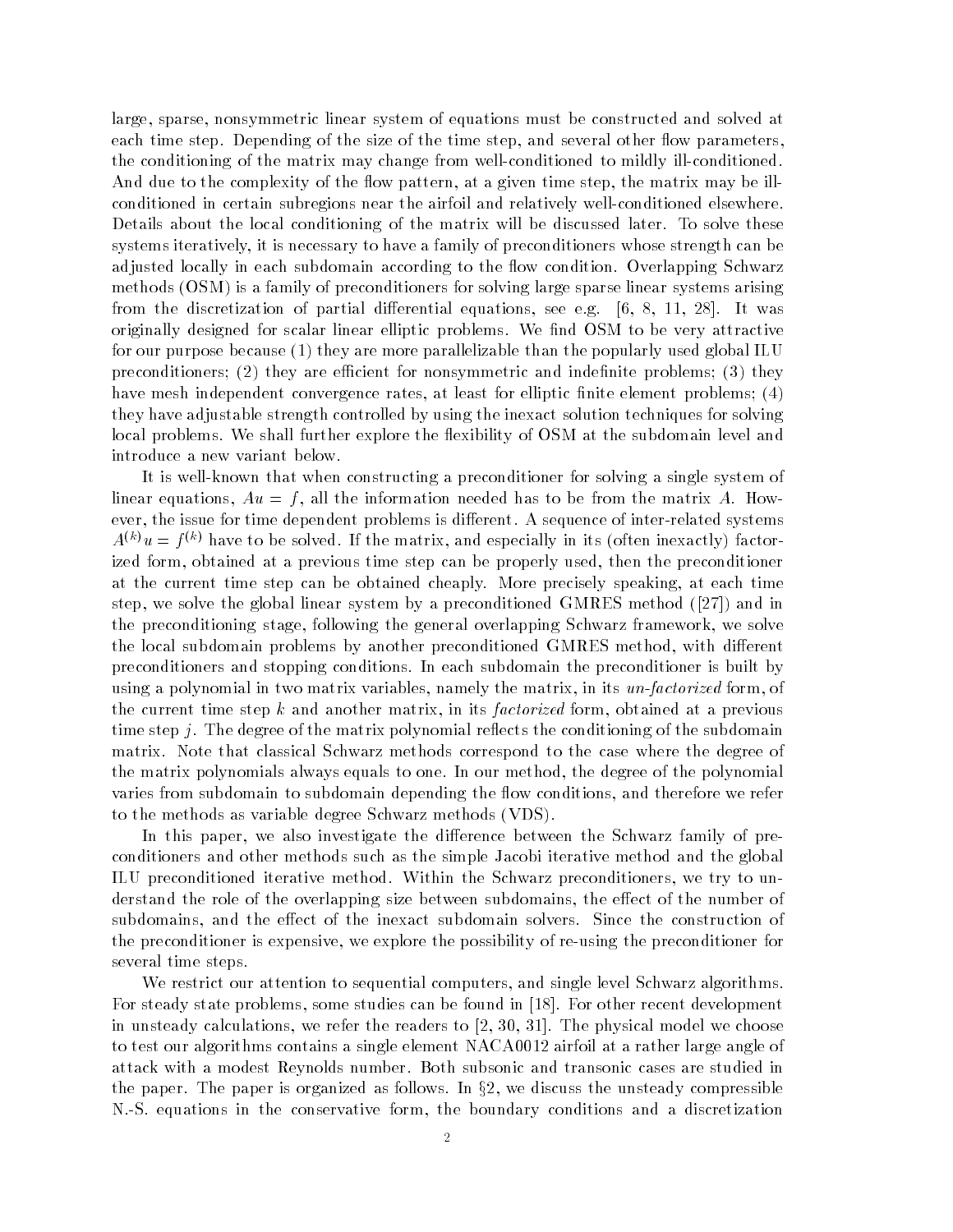large, sparse, nonsymmetric linear system of equations must be constructed and solved at each time step. Depending of the size of the time step, and several other flow parameters, the conditioning of the matrix may change from well-conditioned to mildly ill-conditioned. And due to the complexity of the flow pattern, at a given time step, the matrix may be ill-conditioned in certain subregions near the airfoil and relatively well-conditioned elsewhere. Details about the local conditioning of the matrix will be discussed later. To solve these systems iteratively, it is necessary to have a family of preconditioners whose strength can be adjusted locally in each subdomain according to the flow condition. Overlapping Schwarz methods (OSM) is a family of preconditioners for solving large sparse linear systems arising from the discretization of partial differential equations, see e.g. [6, 8, 11, 28]. It was originally designed for scalar linear elliptic problems. We find OSM to be very attractive for our purpose because (1) they are more parallelizable than the popularly used global ILU preconditioners; (2) they are efficient for nonsymmetric and indefinite problems; (3) they have mesh independent convergence rates, at least for elliptic finite element problems; (4) they have adjustable strength controlled by using the inexact solution techniques for solving local problems. We shall further explore the flexibility of OSM at the subdomain level and introduce a new variant below.

It is well-known that when constructing a preconditioner for solving a single system of linear equations, $Au = f$, all the information needed has to be from the matrix $A$. However, the issue for time dependent problems is different. A sequence of inter-related systems $A^{(k)}u = f^{(k)}$ have to be solved. If the matrix, and especially in its (often inexactly) factorized form, obtained at a previous time step can be properly used, then the preconditioner at the current time step can be obtained cheaply. More precisely speaking, at each time step, we solve the global linear system by a preconditioned GMRES method ([27]) and in the preconditioning stage, following the general overlapping Schwarz framework, we solve the local subdomain problems by another preconditioned GMRES method, with different preconditioners and stopping conditions. In each subdomain the preconditioner is built by using a polynomial in two matrix variables, namely the matrix, in its *un-factorized* form, of the current time step $k$ and another matrix, in its *factorized* form, obtained at a previous time step $j$. The degree of the matrix polynomial reflects the conditioning of the subdomain matrix. Note that classical Schwarz methods correspond to the case where the degree of the matrix polynomials always equals to one. In our method, the degree of the polynomial varies from subdomain to subdomain depending the flow conditions, and therefore we refer to the methods as variable degree Schwarz methods (VDS).

In this paper, we also investigate the difference between the Schwarz family of preconditioners and other methods such as the simple Jacobi iterative method and the global ILU preconditioned iterative method. Within the Schwarz preconditioners, we try to understand the role of the overlapping size between subdomains, the effect of the number of subdomains, and the effect of the inexact subdomain solvers. Since the construction of the preconditioner is expensive, we explore the possibility of re-using the preconditioner for several time steps.

We restrict our attention to sequential computers, and single level Schwarz algorithms. For steady state problems, some studies can be found in [18]. For other recent development in unsteady calculations, we refer the readers to [2, 30, 31]. The physical model we choose to test our algorithms contains a single element NACA0012 airfoil at a rather large angle of attack with a modest Reynolds number. Both subsonic and transonic cases are studied in the paper. The paper is organized as follows. In §2, we discuss the unsteady compressible N.-S. equations in the conservative form, the boundary conditions and a discretization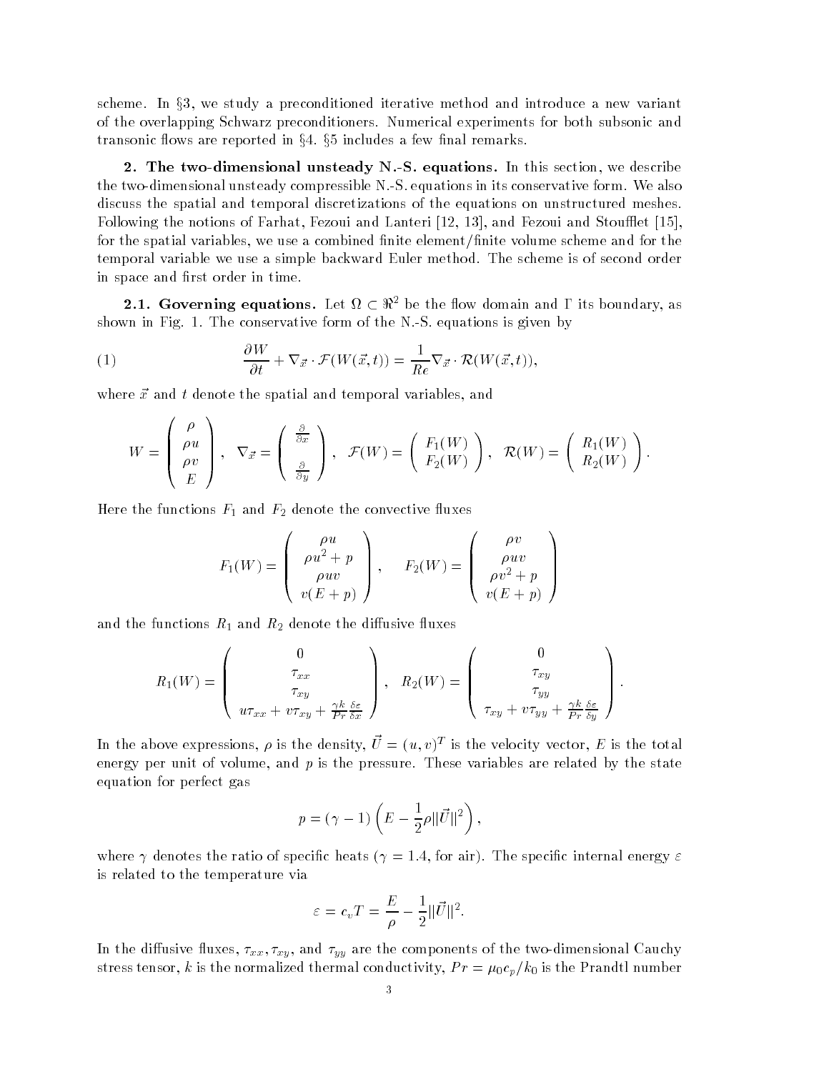scheme. In §3, we study a preconditioned iterative method and introduce a new variant of the overlapping Schwarz preconditioners. Numerical experiments for both subsonic and transonic flows are reported in §4. §5 includes a few final remarks.

**2. The two-dimensional unsteady N.-S. equations.** In this section, we describe the two-dimensional unsteady compressible N.-S. equations in its conservative form. We also discuss the spatial and temporal discretizations of the equations on unstructured meshes. Following the notions of Farhat, Fezoui and Lanteri [12, 13], and Fezoui and Stoufflet [15], for the spatial variables, we use a combined finite element/finite volume scheme and for the temporal variable we use a simple backward Euler method. The scheme is of second order in space and first order in time.

**2.1. Governing equations.** Let $\Omega \subset \Re^2$ be the flow domain and $\Gamma$ its boundary, as shown in Fig. 1. The conservative form of the N.-S. equations is given by

$$\frac{\partial W}{\partial t} + \nabla_{\vec{x}} \cdot \mathcal{F}(W(\vec{x},t)) = \frac{1}{Re} \nabla_{\vec{x}} \cdot \mathcal{R}(W(\vec{x},t)), \tag{1}$$

where $\vec{x}$ and $t$ denote the spatial and temporal variables, and

$$W = \begin{pmatrix} \rho \\ \rho u \\ \rho v \\ E \end{pmatrix}, \quad \nabla_{\vec{x}} = \begin{pmatrix} \frac{\partial}{\partial x} \\ \\ \frac{\partial}{\partial y} \end{pmatrix}, \quad \mathcal{F}(W) = \begin{pmatrix} F_1(W) \\ F_2(W) \end{pmatrix}, \quad \mathcal{R}(W) = \begin{pmatrix} R_1(W) \\ R_2(W) \end{pmatrix}.$$

Here the functions $F_1$ and $F_2$ denote the convective fluxes

$$F_1(W) = \begin{pmatrix} \rho u \\ \rho u^2 + p \\ \rho u v \\ v(E+p) \end{pmatrix}, \qquad F_2(W) = \begin{pmatrix} \rho v \\ \rho u v \\ \rho v^2 + p \\ v(E+p) \end{pmatrix}$$

and the functions $R_1$ and $R_2$ denote the diffusive fluxes

$$R_1(W) = \begin{pmatrix} 0 \\ \tau_{xx} \\ \tau_{xy} \\ u\tau_{xx} + v\tau_{xy} + \frac{\gamma k}{Pr}\frac{\delta \varepsilon}{\delta x} \end{pmatrix}, \quad R_2(W) = \begin{pmatrix} 0 \\ \tau_{xy} \\ \tau_{yy} \\ \tau_{xy} + v\tau_{yy} + \frac{\gamma k}{Pr}\frac{\delta \varepsilon}{\delta y} \end{pmatrix}.$$

In the above expressions, $\rho$ is the density, $\vec{U} = (u, v)^T$ is the velocity vector, $E$ is the total energy per unit of volume, and $p$ is the pressure. These variables are related by the state equation for perfect gas

$$p = (\gamma - 1)\left(E - \frac{1}{2}\rho \|\vec{U}\|^2\right),$$

where $\gamma$ denotes the ratio of specific heats ($\gamma = 1.4$, for air). The specific internal energy $\varepsilon$ is related to the temperature via

$$\varepsilon = c_v T = \frac{E}{\rho} - \frac{1}{2}\|\vec{U}\|^2.$$

In the diffusive fluxes, $\tau_{xx}, \tau_{xy}$, and $\tau_{yy}$ are the components of the two-dimensional Cauchy stress tensor, $k$ is the normalized thermal conductivity, $Pr = \mu_0 c_p / k_0$ is the Prandtl number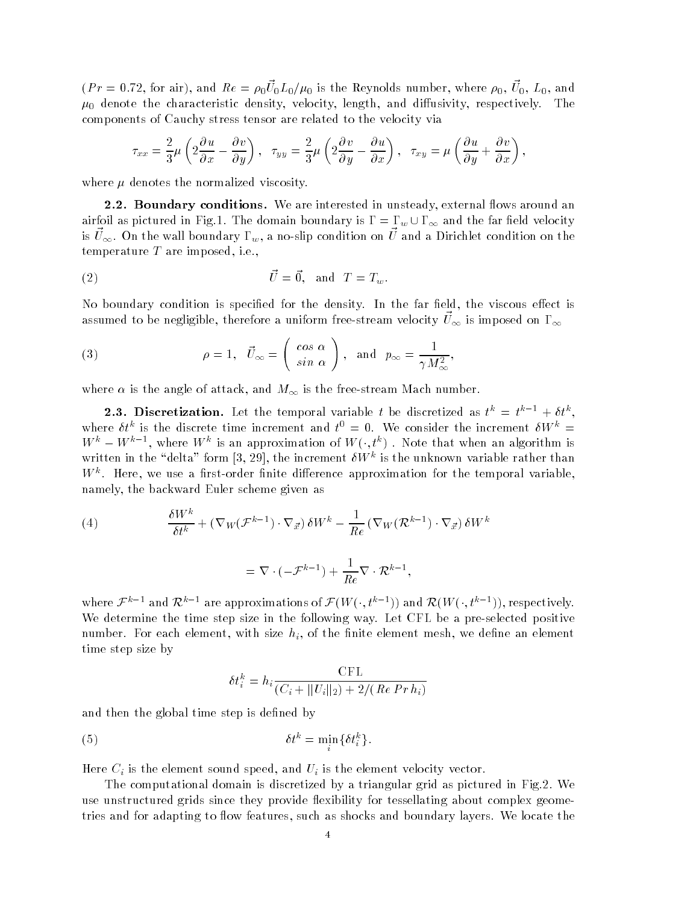($Pr = 0.72$, for air), and $Re = \rho_0 \vec{U}_0 L_0/\mu_0$ is the Reynolds number, where $\rho_0$, $\vec{U}_0$, $L_0$, and $\mu_0$ denote the characteristic density, velocity, length, and diffusivity, respectively. The components of Cauchy stress tensor are related to the velocity via

$$\tau_{xx} = \frac{2}{3}\mu\left(2\frac{\partial u}{\partial x} - \frac{\partial v}{\partial y}\right), \quad \tau_{yy} = \frac{2}{3}\mu\left(2\frac{\partial v}{\partial y} - \frac{\partial u}{\partial x}\right), \quad \tau_{xy} = \mu\left(\frac{\partial u}{\partial y} + \frac{\partial v}{\partial x}\right),$$

where $\mu$ denotes the normalized viscosity.

**2.2. Boundary conditions.** We are interested in unsteady, external flows around an airfoil as pictured in Fig.1. The domain boundary is $\Gamma = \Gamma_w \cup \Gamma_\infty$ and the far field velocity is $\vec{U}_\infty$. On the wall boundary $\Gamma_w$, a no-slip condition on $\vec{U}$ and a Dirichlet condition on the temperature $T$ are imposed, i.e.,

$$\vec{U} = \vec{0}, \quad \text{and} \quad T = T_w. \tag{2}$$

No boundary condition is specified for the density. In the far field, the viscous effect is assumed to be negligible, therefore a uniform free-stream velocity $\vec{U}_\infty$ is imposed on $\Gamma_\infty$

$$\rho = 1, \quad \vec{U}_\infty = \begin{pmatrix} cos\ \alpha \\ sin\ \alpha \end{pmatrix}, \quad \text{and} \quad p_\infty = \frac{1}{\gamma M_\infty^2}, \tag{3}$$

where $\alpha$ is the angle of attack, and $M_\infty$ is the free-stream Mach number.

**2.3. Discretization.** Let the temporal variable $t$ be discretized as $t^k = t^{k-1} + \delta t^k$, where $\delta t^k$ is the discrete time increment and $t^0 = 0$. We consider the increment $\delta W^k = W^k - W^{k-1}$, where $W^k$ is an approximation of $W(\cdot, t^k)$ . Note that when an algorithm is written in the "delta" form [3, 29], the increment $\delta W^k$ is the unknown variable rather than $W^k$. Here, we use a first-order finite difference approximation for the temporal variable, namely, the backward Euler scheme given as

$$\frac{\delta W^k}{\delta t^k} + (\nabla_W(\mathcal{F}^{k-1}) \cdot \nabla_{\vec{x}})\, \delta W^k - \frac{1}{Re}(\nabla_W(\mathcal{R}^{k-1}) \cdot \nabla_{\vec{x}})\, \delta W^k$$
$$= \nabla \cdot (-\mathcal{F}^{k-1}) + \frac{1}{Re}\nabla \cdot \mathcal{R}^{k-1}, \tag{4}$$

where $\mathcal{F}^{k-1}$ and $\mathcal{R}^{k-1}$ are approximations of $\mathcal{F}(W(\cdot, t^{k-1}))$ and $\mathcal{R}(W(\cdot, t^{k-1}))$, respectively. We determine the time step size in the following way. Let CFL be a pre-selected positive number. For each element, with size $h_i$, of the finite element mesh, we define an element time step size by

$$\delta t_i^k = h_i \frac{\text{CFL}}{(C_i + \|U_i\|_2) + 2/(Re\, Pr\, h_i)}$$

and then the global time step is defined by

$$\delta t^k = \min_i\{\delta t_i^k\}. \tag{5}$$

Here $C_i$ is the element sound speed, and $U_i$ is the element velocity vector.

The computational domain is discretized by a triangular grid as pictured in Fig.2. We use unstructured grids since they provide flexibility for tessellating about complex geometries and for adapting to flow features, such as shocks and boundary layers. We locate the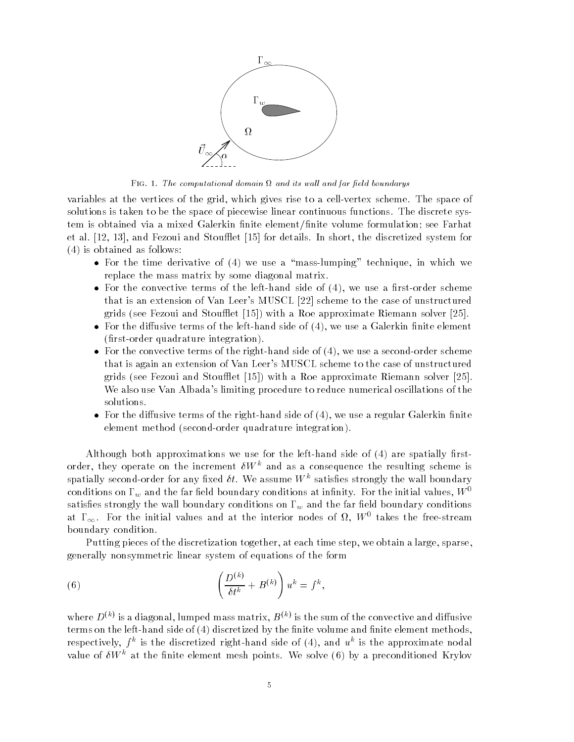Fig. 1. *The computational domain $\Omega$ and its wall and far field boundarys*

variables at the vertices of the grid, which gives rise to a cell-vertex scheme. The space of solutions is taken to be the space of piecewise linear continuous functions. The discrete system is obtained via a mixed Galerkin finite element/finite volume formulation; see Farhat et al. [12, 13], and Fezoui and Stoufflet [15] for details. In short, the discretized system for (4) is obtained as follows:

- For the time derivative of (4) we use a "mass-lumping" technique, in which we replace the mass matrix by some diagonal matrix.
- For the convective terms of the left-hand side of (4), we use a first-order scheme that is an extension of Van Leer's MUSCL [22] scheme to the case of unstructured grids (see Fezoui and Stoufflet [15]) with a Roe approximate Riemann solver [25].
- For the diffusive terms of the left-hand side of (4), we use a Galerkin finite element (first-order quadrature integration).
- For the convective terms of the right-hand side of (4), we use a second-order scheme that is again an extension of Van Leer's MUSCL scheme to the case of unstructured grids (see Fezoui and Stoufflet [15]) with a Roe approximate Riemann solver [25]. We also use Van Albada's limiting procedure to reduce numerical oscillations of the solutions.
- For the diffusive terms of the right-hand side of (4), we use a regular Galerkin finite element method (second-order quadrature integration).

Although both approximations we use for the left-hand side of (4) are spatially first-order, they operate on the increment $\delta W^k$ and as a consequence the resulting scheme is spatially second-order for any fixed $\delta t$. We assume $W^k$ satisfies strongly the wall boundary conditions on $\Gamma_w$ and the far field boundary conditions at infinity. For the initial values, $W^0$ satisfies strongly the wall boundary conditions on $\Gamma_w$ and the far field boundary conditions at $\Gamma_\infty$. For the initial values and at the interior nodes of $\Omega$, $W^0$ takes the free-stream boundary condition.

Putting pieces of the discretization together, at each time step, we obtain a large, sparse, generally nonsymmetric linear system of equations of the form

$$\left( \frac{D^{(k)}}{\delta t^k} + B^{(k)} \right) u^k = f^k, \tag{6}$$

where $D^{(k)}$ is a diagonal, lumped mass matrix, $B^{(k)}$ is the sum of the convective and diffusive terms on the left-hand side of (4) discretized by the finite volume and finite element methods, respectively, $f^k$ is the discretized right-hand side of (4), and $u^k$ is the approximate nodal value of $\delta W^k$ at the finite element mesh points. We solve (6) by a preconditioned Krylov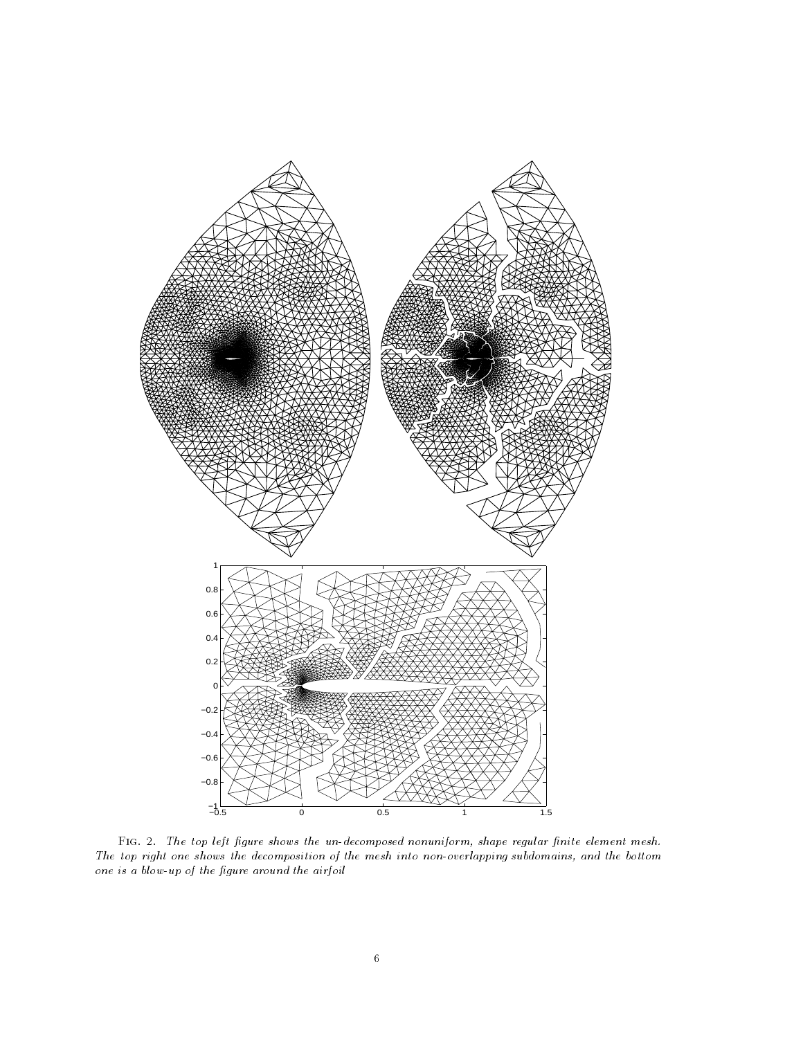Fig. 2. *The top left figure shows the un-decomposed nonuniform, shape regular finite element mesh. The top right one shows the decomposition of the mesh into non-overlapping subdomains, and the bottom one is a blow-up of the figure around the airfoil*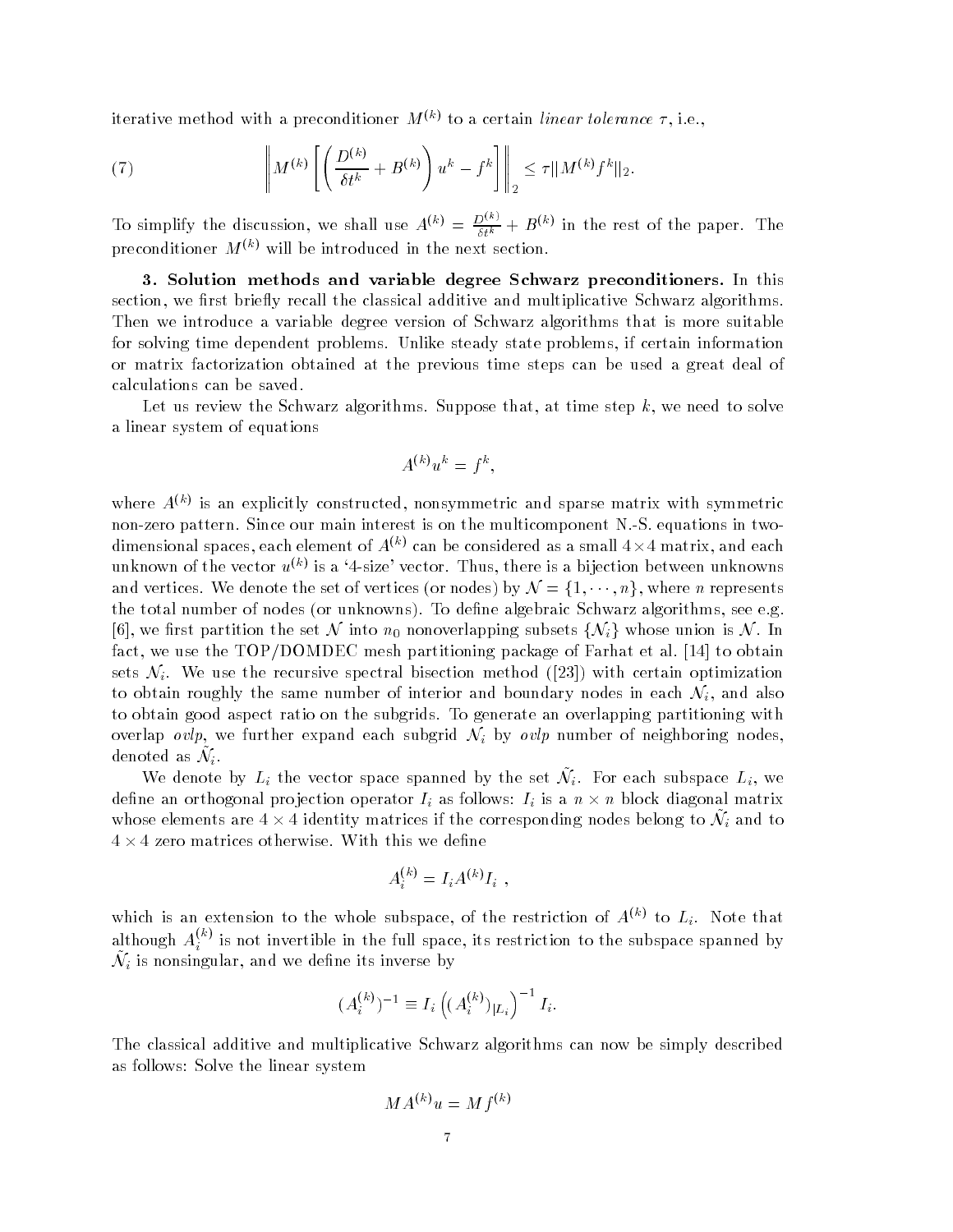iterative method with a preconditioner $M^{(k)}$ to a certain *linear tolerance* $\tau$, i.e.,

$$\left\| M^{(k)} \left[ \left( \frac{D^{(k)}}{\delta t^k} + B^{(k)} \right) u^k - f^k \right] \right\|_2 \leq \tau \| M^{(k)} f^k \|_2. \tag{7}$$

To simplify the discussion, we shall use $A^{(k)} = \frac{D^{(k)}}{\delta t^k} + B^{(k)}$ in the rest of the paper. The preconditioner $M^{(k)}$ will be introduced in the next section.

**3. Solution methods and variable degree Schwarz preconditioners.** In this section, we first briefly recall the classical additive and multiplicative Schwarz algorithms. Then we introduce a variable degree version of Schwarz algorithms that is more suitable for solving time dependent problems. Unlike steady state problems, if certain information or matrix factorization obtained at the previous time steps can be used a great deal of calculations can be saved.

Let us review the Schwarz algorithms. Suppose that, at time step $k$, we need to solve a linear system of equations

$$A^{(k)} u^k = f^k,$$

where $A^{(k)}$ is an explicitly constructed, nonsymmetric and sparse matrix with symmetric non-zero pattern. Since our main interest is on the multicomponent N.-S. equations in two-dimensional spaces, each element of $A^{(k)}$ can be considered as a small $4 \times 4$ matrix, and each unknown of the vector $u^{(k)}$ is a '4-size' vector. Thus, there is a bijection between unknowns and vertices. We denote the set of vertices (or nodes) by $\mathcal{N} = \{1, \cdots, n\}$, where $n$ represents the total number of nodes (or unknowns). To define algebraic Schwarz algorithms, see e.g. [6], we first partition the set $\mathcal{N}$ into $n_0$ nonoverlapping subsets $\{\mathcal{N}_i\}$ whose union is $\mathcal{N}$. In fact, we use the TOP/DOMDEC mesh partitioning package of Farhat et al. [14] to obtain sets $\mathcal{N}_i$. We use the recursive spectral bisection method ([23]) with certain optimization to obtain roughly the same number of interior and boundary nodes in each $\mathcal{N}_i$, and also to obtain good aspect ratio on the subgrids. To generate an overlapping partitioning with overlap *ovlp*, we further expand each subgrid $\mathcal{N}_i$ by *ovlp* number of neighboring nodes, denoted as $\tilde{\mathcal{N}}_i$.

We denote by $L_i$ the vector space spanned by the set $\tilde{\mathcal{N}}_i$. For each subspace $L_i$, we define an orthogonal projection operator $I_i$ as follows: $I_i$ is a $n \times n$ block diagonal matrix whose elements are $4 \times 4$ identity matrices if the corresponding nodes belong to $\tilde{\mathcal{N}}_i$ and to $4 \times 4$ zero matrices otherwise. With this we define

$$A_i^{(k)} = I_i A^{(k)} I_i \ ,$$

which is an extension to the whole subspace, of the restriction of $A^{(k)}$ to $L_i$. Note that although $A_i^{(k)}$ is not invertible in the full space, its restriction to the subspace spanned by $\tilde{\mathcal{N}}_i$ is nonsingular, and we define its inverse by

$$(A_i^{(k)})^{-1} \equiv I_i \left( (A_i^{(k)})_{|L_i} \right)^{-1} I_i.$$

The classical additive and multiplicative Schwarz algorithms can now be simply described as follows: Solve the linear system

$$M A^{(k)} u = M f^{(k)}$$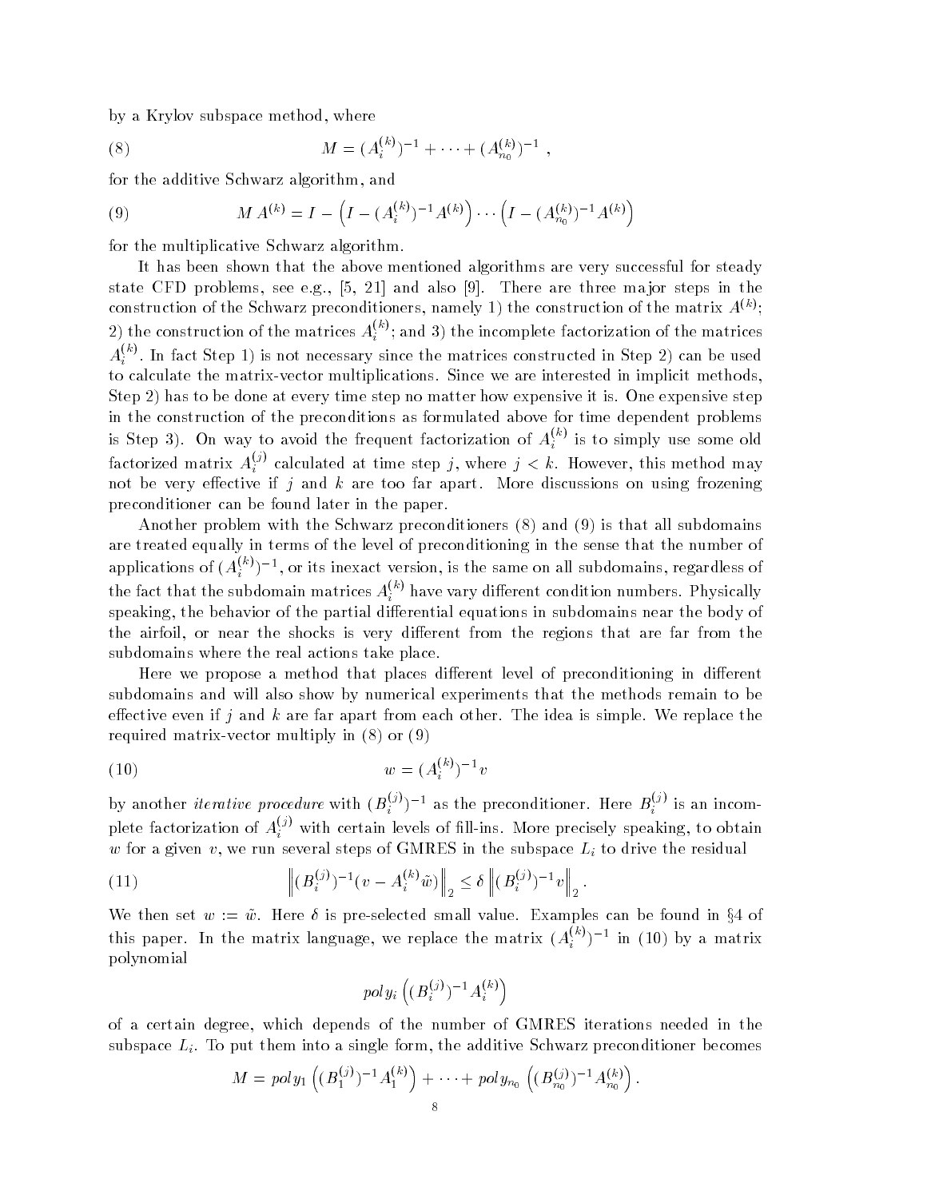by a Krylov subspace method, where

$$M = (A_i^{(k)})^{-1} + \cdots + (A_{n_0}^{(k)})^{-1} , \tag{8}$$

for the additive Schwarz algorithm, and

$$M\, A^{(k)} = I - \left( I - (A_i^{(k)})^{-1} A^{(k)} \right) \cdots \left( I - (A_{n_0}^{(k)})^{-1} A^{(k)} \right) \tag{9}$$

for the multiplicative Schwarz algorithm.

It has been shown that the above mentioned algorithms are very successful for steady state CFD problems, see e.g., [5, 21] and also [9]. There are three major steps in the construction of the Schwarz preconditioners, namely 1) the construction of the matrix $A^{(k)}$; 2) the construction of the matrices $A_i^{(k)}$; and 3) the incomplete factorization of the matrices $A_i^{(k)}$. In fact Step 1) is not necessary since the matrices constructed in Step 2) can be used to calculate the matrix-vector multiplications. Since we are interested in implicit methods, Step 2) has to be done at every time step no matter how expensive it is. One expensive step in the construction of the preconditions as formulated above for time dependent problems is Step 3). On way to avoid the frequent factorization of $A_i^{(k)}$ is to simply use some old factorized matrix $A_i^{(j)}$ calculated at time step $j$, where $j < k$. However, this method may not be very effective if $j$ and $k$ are too far apart. More discussions on using frozening preconditioner can be found later in the paper.

Another problem with the Schwarz preconditioners (8) and (9) is that all subdomains are treated equally in terms of the level of preconditioning in the sense that the number of applications of $(A_i^{(k)})^{-1}$, or its inexact version, is the same on all subdomains, regardless of the fact that the subdomain matrices $A_i^{(k)}$ have vary different condition numbers. Physically speaking, the behavior of the partial differential equations in subdomains near the body of the airfoil, or near the shocks is very different from the regions that are far from the subdomains where the real actions take place.

Here we propose a method that places different level of preconditioning in different subdomains and will also show by numerical experiments that the methods remain to be effective even if $j$ and $k$ are far apart from each other. The idea is simple. We replace the required matrix-vector multiply in (8) or (9)

$$w = (A_i^{(k)})^{-1} v \tag{10}$$

by another *iterative procedure* with $(B_i^{(j)})^{-1}$ as the preconditioner. Here $B_i^{(j)}$ is an incomplete factorization of $A_i^{(j)}$ with certain levels of fill-ins. More precisely speaking, to obtain $w$ for a given $v$, we run several steps of GMRES in the subspace $L_i$ to drive the residual

$$\left\| (B_i^{(j)})^{-1} (v - A_i^{(k)} \tilde{w}) \right\|_2 \leq \delta \left\| (B_i^{(j)})^{-1} v \right\|_2 . \tag{11}$$

We then set $w := \tilde{w}$. Here $\delta$ is pre-selected small value. Examples can be found in §4 of this paper. In the matrix language, we replace the matrix $(A_i^{(k)})^{-1}$ in (10) by a matrix polynomial

$$poly_i \left( (B_i^{(j)})^{-1} A_i^{(k)} \right)$$

of a certain degree, which depends of the number of GMRES iterations needed in the subspace $L_i$. To put them into a single form, the additive Schwarz preconditioner becomes

$$M = poly_1 \left( (B_1^{(j)})^{-1} A_1^{(k)} \right) + \cdots + poly_{n_0} \left( (B_{n_0}^{(j)})^{-1} A_{n_0}^{(k)} \right) .$$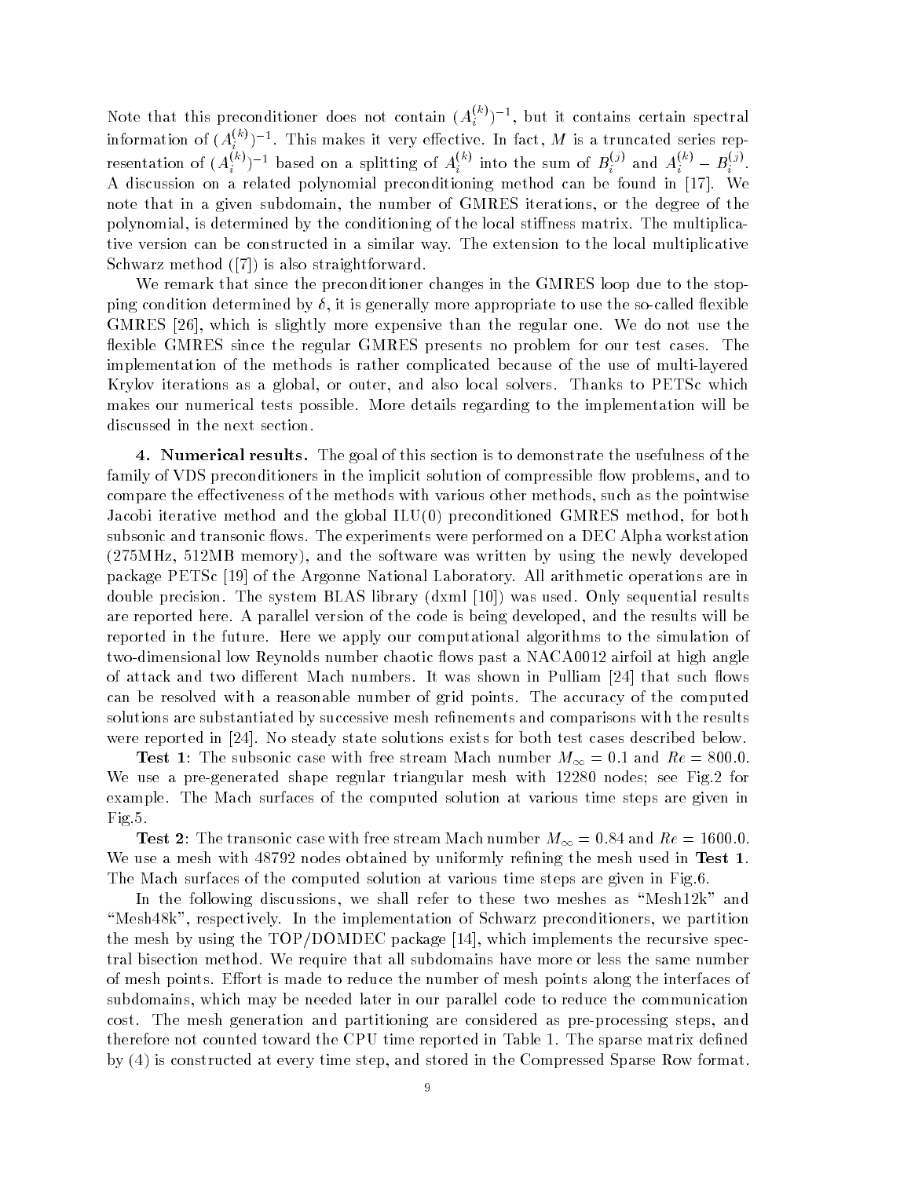Note that this preconditioner does not contain $(A_i^{(k)})^{-1}$, but it contains certain spectral information of $(A_i^{(k)})^{-1}$. This makes it very effective. In fact, $M$ is a truncated series representation of $(A_i^{(k)})^{-1}$ based on a splitting of $A_i^{(k)}$ into the sum of $B_i^{(j)}$ and $A_i^{(k)} - B_i^{(j)}$. A discussion on a related polynomial preconditioning method can be found in [17]. We note that in a given subdomain, the number of GMRES iterations, or the degree of the polynomial, is determined by the conditioning of the local stiffness matrix. The multiplicative version can be constructed in a similar way. The extension to the local multiplicative Schwarz method ([7]) is also straightforward.

We remark that since the preconditioner changes in the GMRES loop due to the stopping condition determined by $\delta$, it is generally more appropriate to use the so-called flexible GMRES [26], which is slightly more expensive than the regular one. We do not use the flexible GMRES since the regular GMRES presents no problem for our test cases. The implementation of the methods is rather complicated because of the use of multi-layered Krylov iterations as a global, or outer, and also local solvers. Thanks to PETSc which makes our numerical tests possible. More details regarding to the implementation will be discussed in the next section.

**4. Numerical results.** The goal of this section is to demonstrate the usefulness of the family of VDS preconditioners in the implicit solution of compressible flow problems, and to compare the effectiveness of the methods with various other methods, such as the pointwise Jacobi iterative method and the global ILU(0) preconditioned GMRES method, for both subsonic and transonic flows. The experiments were performed on a DEC Alpha workstation (275MHz, 512MB memory), and the software was written by using the newly developed package PETSc [19] of the Argonne National Laboratory. All arithmetic operations are in double precision. The system BLAS library (dxml [10]) was used. Only sequential results are reported here. A parallel version of the code is being developed, and the results will be reported in the future. Here we apply our computational algorithms to the simulation of two-dimensional low Reynolds number chaotic flows past a NACA0012 airfoil at high angle of attack and two different Mach numbers. It was shown in Pulliam [24] that such flows can be resolved with a reasonable number of grid points. The accuracy of the computed solutions are substantiated by successive mesh refinements and comparisons with the results were reported in [24]. No steady state solutions exists for both test cases described below.

**Test 1**: The subsonic case with free stream Mach number $M_\infty = 0.1$ and $Re = 800.0$. We use a pre-generated shape regular triangular mesh with 12280 nodes; see Fig.2 for example. The Mach surfaces of the computed solution at various time steps are given in Fig.5.

**Test 2**: The transonic case with free stream Mach number $M_\infty = 0.84$ and $Re = 1600.0$. We use a mesh with 48792 nodes obtained by uniformly refining the mesh used in **Test 1**. The Mach surfaces of the computed solution at various time steps are given in Fig.6.

In the following discussions, we shall refer to these two meshes as "Mesh12k" and "Mesh48k", respectively. In the implementation of Schwarz preconditioners, we partition the mesh by using the TOP/DOMDEC package [14], which implements the recursive spectral bisection method. We require that all subdomains have more or less the same number of mesh points. Effort is made to reduce the number of mesh points along the interfaces of subdomains, which may be needed later in our parallel code to reduce the communication cost. The mesh generation and partitioning are considered as pre-processing steps, and therefore not counted toward the CPU time reported in Table 1. The sparse matrix defined by (4) is constructed at every time step, and stored in the Compressed Sparse Row format.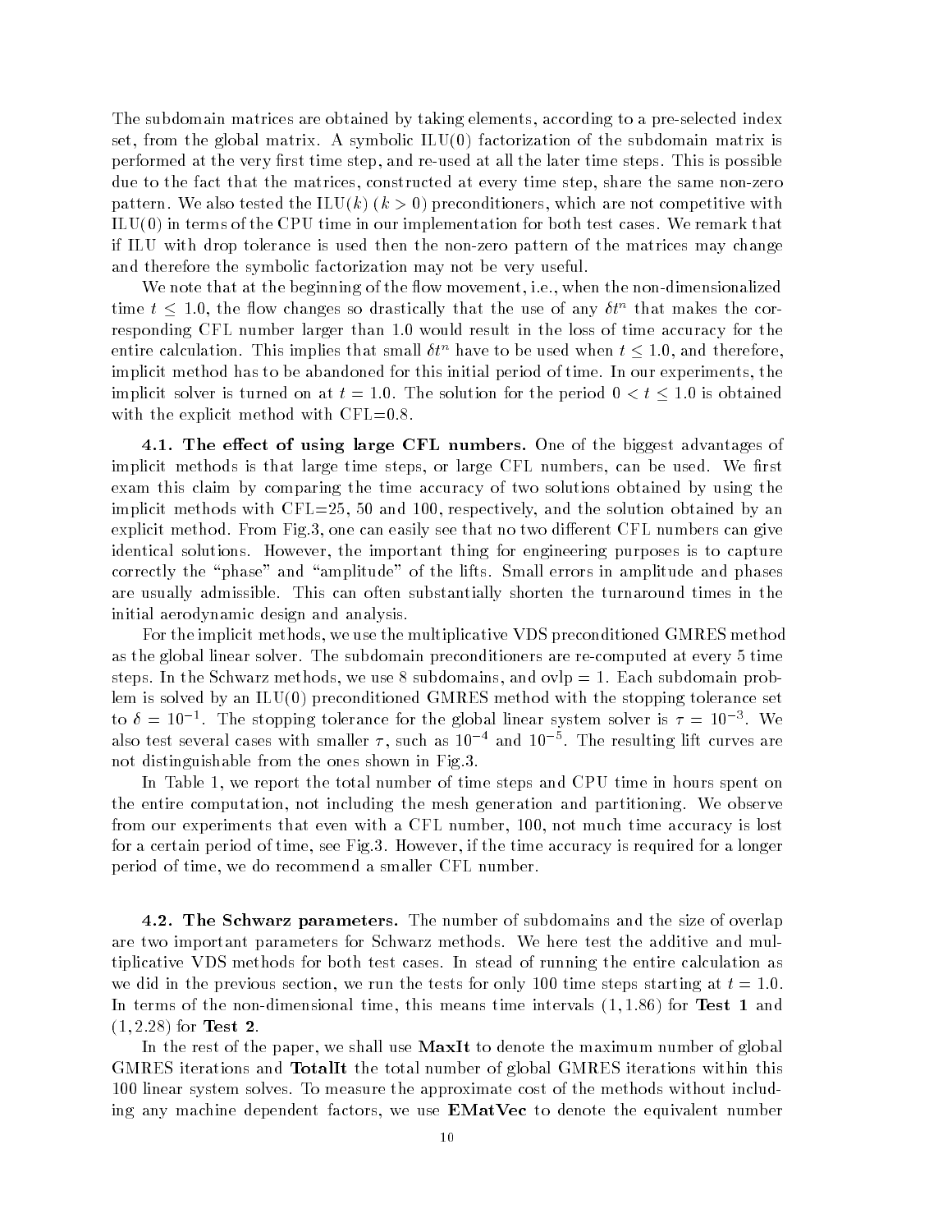The subdomain matrices are obtained by taking elements, according to a pre-selected index set, from the global matrix. A symbolic ILU(0) factorization of the subdomain matrix is performed at the very first time step, and re-used at all the later time steps. This is possible due to the fact that the matrices, constructed at every time step, share the same non-zero pattern. We also tested the ILU($k$) ($k > 0$) preconditioners, which are not competitive with ILU(0) in terms of the CPU time in our implementation for both test cases. We remark that if ILU with drop tolerance is used then the non-zero pattern of the matrices may change and therefore the symbolic factorization may not be very useful.

We note that at the beginning of the flow movement, i.e., when the non-dimensionalized time $t \leq 1.0$, the flow changes so drastically that the use of any $\delta t^n$ that makes the corresponding CFL number larger than 1.0 would result in the loss of time accuracy for the entire calculation. This implies that small $\delta t^n$ have to be used when $t \leq 1.0$, and therefore, implicit method has to be abandoned for this initial period of time. In our experiments, the implicit solver is turned on at $t = 1.0$. The solution for the period $0 < t \leq 1.0$ is obtained with the explicit method with CFL=0.8.

**4.1. The effect of using large CFL numbers.** One of the biggest advantages of implicit methods is that large time steps, or large CFL numbers, can be used. We first exam this claim by comparing the time accuracy of two solutions obtained by using the implicit methods with CFL=25, 50 and 100, respectively, and the solution obtained by an explicit method. From Fig.3, one can easily see that no two different CFL numbers can give identical solutions. However, the important thing for engineering purposes is to capture correctly the "phase" and "amplitude" of the lifts. Small errors in amplitude and phases are usually admissible. This can often substantially shorten the turnaround times in the initial aerodynamic design and analysis.

For the implicit methods, we use the multiplicative VDS preconditioned GMRES method as the global linear solver. The subdomain preconditioners are re-computed at every 5 time steps. In the Schwarz methods, we use 8 subdomains, and ovlp = 1. Each subdomain problem is solved by an ILU(0) preconditioned GMRES method with the stopping tolerance set to $\delta = 10^{-1}$. The stopping tolerance for the global linear system solver is $\tau = 10^{-3}$. We also test several cases with smaller $\tau$, such as $10^{-4}$ and $10^{-5}$. The resulting lift curves are not distinguishable from the ones shown in Fig.3.

In Table 1, we report the total number of time steps and CPU time in hours spent on the entire computation, not including the mesh generation and partitioning. We observe from our experiments that even with a CFL number, 100, not much time accuracy is lost for a certain period of time, see Fig.3. However, if the time accuracy is required for a longer period of time, we do recommend a smaller CFL number.

**4.2. The Schwarz parameters.** The number of subdomains and the size of overlap are two important parameters for Schwarz methods. We here test the additive and multiplicative VDS methods for both test cases. In stead of running the entire calculation as we did in the previous section, we run the tests for only 100 time steps starting at $t = 1.0$. In terms of the non-dimensional time, this means time intervals $(1, 1.86)$ for **Test 1** and $(1, 2.28)$ for **Test 2**.

In the rest of the paper, we shall use **MaxIt** to denote the maximum number of global GMRES iterations and **TotalIt** the total number of global GMRES iterations within this 100 linear system solves. To measure the approximate cost of the methods without including any machine dependent factors, we use **EMatVec** to denote the equivalent number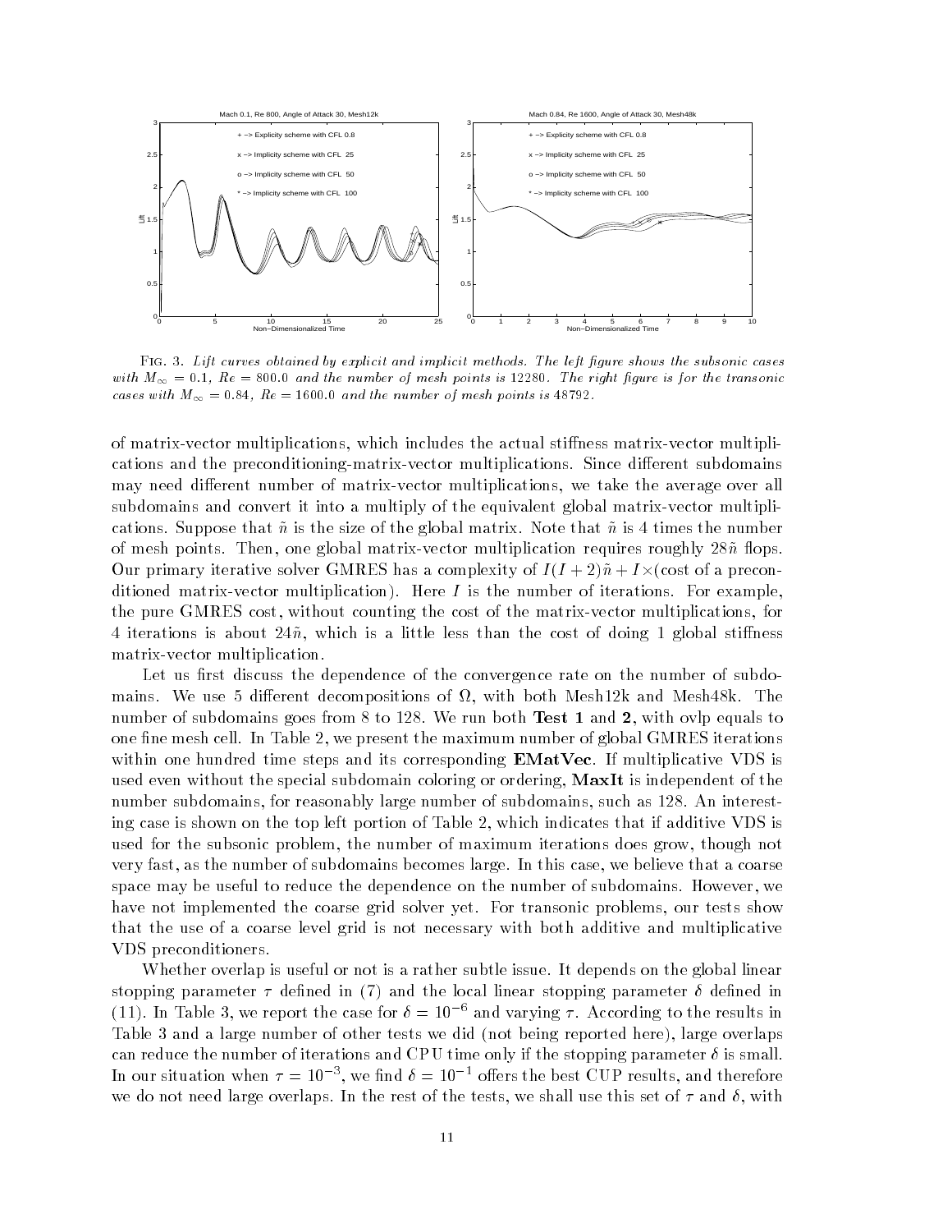FIG. 3. *Lift curves obtained by explicit and implicit methods. The left figure shows the subsonic cases with $M_\infty = 0.1$, $Re = 800.0$ and the number of mesh points is 12280. The right figure is for the transonic cases with $M_\infty = 0.84$, $Re = 1600.0$ and the number of mesh points is 48792.*

of matrix-vector multiplications, which includes the actual stiffness matrix-vector multiplications and the preconditioning-matrix-vector multiplications. Since different subdomains may need different number of matrix-vector multiplications, we take the average over all subdomains and convert it into a multiply of the equivalent global matrix-vector multiplications. Suppose that $\tilde{n}$ is the size of the global matrix. Note that $\tilde{n}$ is 4 times the number of mesh points. Then, one global matrix-vector multiplication requires roughly $28\tilde{n}$ flops. Our primary iterative solver GMRES has a complexity of $I(I+2)\tilde{n} + I \times$(cost of a preconditioned matrix-vector multiplication). Here $I$ is the number of iterations. For example, the pure GMRES cost, without counting the cost of the matrix-vector multiplications, for 4 iterations is about $24\tilde{n}$, which is a little less than the cost of doing 1 global stiffness matrix-vector multiplication.

Let us first discuss the dependence of the convergence rate on the number of subdomains. We use 5 different decompositions of $\Omega$, with both Mesh12k and Mesh48k. The number of subdomains goes from 8 to 128. We run both **Test 1** and **2**, with ovlp equals to one fine mesh cell. In Table 2, we present the maximum number of global GMRES iterations within one hundred time steps and its corresponding **EMatVec**. If multiplicative VDS is used even without the special subdomain coloring or ordering, **MaxIt** is independent of the number subdomains, for reasonably large number of subdomains, such as 128. An interesting case is shown on the top left portion of Table 2, which indicates that if additive VDS is used for the subsonic problem, the number of maximum iterations does grow, though not very fast, as the number of subdomains becomes large. In this case, we believe that a coarse space may be useful to reduce the dependence on the number of subdomains. However, we have not implemented the coarse grid solver yet. For transonic problems, our tests show that the use of a coarse level grid is not necessary with both additive and multiplicative VDS preconditioners.

Whether overlap is useful or not is a rather subtle issue. It depends on the global linear stopping parameter $\tau$ defined in (7) and the local linear stopping parameter $\delta$ defined in (11). In Table 3, we report the case for $\delta = 10^{-6}$ and varying $\tau$. According to the results in Table 3 and a large number of other tests we did (not being reported here), large overlaps can reduce the number of iterations and CPU time only if the stopping parameter $\delta$ is small. In our situation when $\tau = 10^{-3}$, we find $\delta = 10^{-1}$ offers the best CUP results, and therefore we do not need large overlaps. In the rest of the tests, we shall use this set of $\tau$ and $\delta$, with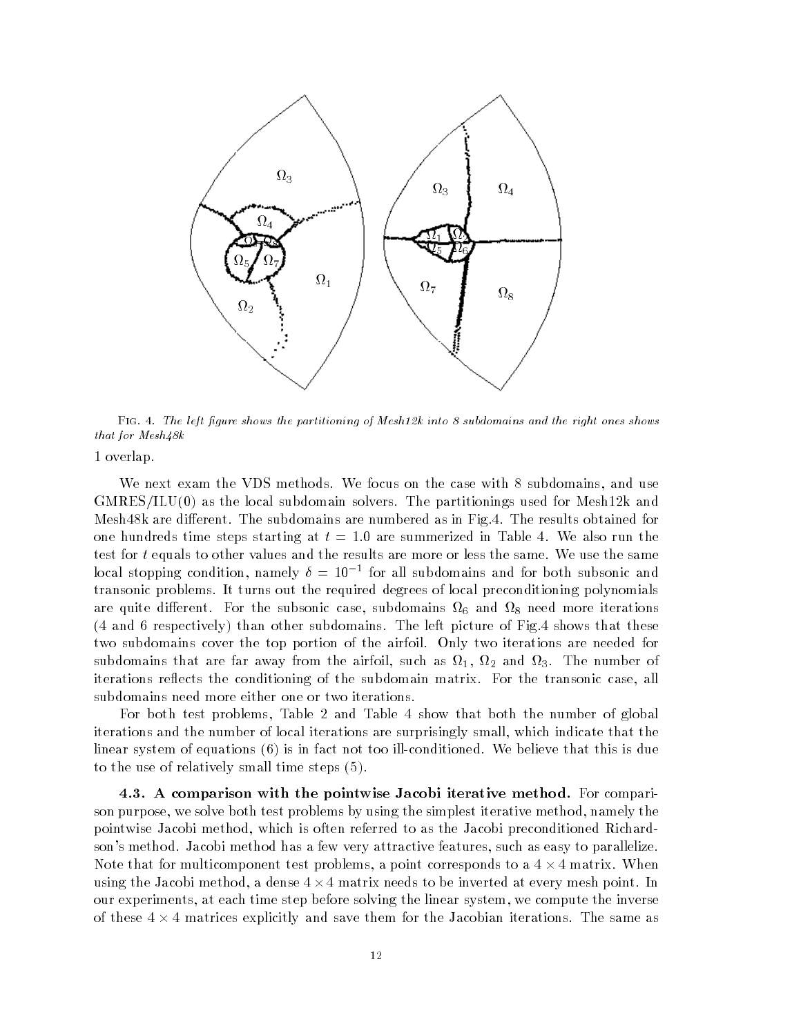Fig. 4. *The left figure shows the partitioning of Mesh12k into 8 subdomains and the right ones shows that for Mesh48k*

1 overlap.

We next exam the VDS methods. We focus on the case with 8 subdomains, and use GMRES/ILU(0) as the local subdomain solvers. The partitionings used for Mesh12k and Mesh48k are different. The subdomains are numbered as in Fig.4. The results obtained for one hundreds time steps starting at $t = 1.0$ are summerized in Table 4. We also run the test for $t$ equals to other values and the results are more or less the same. We use the same local stopping condition, namely $\delta = 10^{-1}$ for all subdomains and for both subsonic and transonic problems. It turns out the required degrees of local preconditioning polynomials are quite different. For the subsonic case, subdomains $\Omega_6$ and $\Omega_8$ need more iterations (4 and 6 respectively) than other subdomains. The left picture of Fig.4 shows that these two subdomains cover the top portion of the airfoil. Only two iterations are needed for subdomains that are far away from the airfoil, such as $\Omega_1$, $\Omega_2$ and $\Omega_3$. The number of iterations reflects the conditioning of the subdomain matrix. For the transonic case, all subdomains need more either one or two iterations.

For both test problems, Table 2 and Table 4 show that both the number of global iterations and the number of local iterations are surprisingly small, which indicate that the linear system of equations (6) is in fact not too ill-conditioned. We believe that this is due to the use of relatively small time steps (5).

### 4.3. A comparison with the pointwise Jacobi iterative method.

For comparison purpose, we solve both test problems by using the simplest iterative method, namely the pointwise Jacobi method, which is often referred to as the Jacobi preconditioned Richardson's method. Jacobi method has a few very attractive features, such as easy to parallelize. Note that for multicomponent test problems, a point corresponds to a $4 \times 4$ matrix. When using the Jacobi method, a dense $4 \times 4$ matrix needs to be inverted at every mesh point. In our experiments, at each time step before solving the linear system, we compute the inverse of these $4 \times 4$ matrices explicitly and save them for the Jacobian iterations. The same as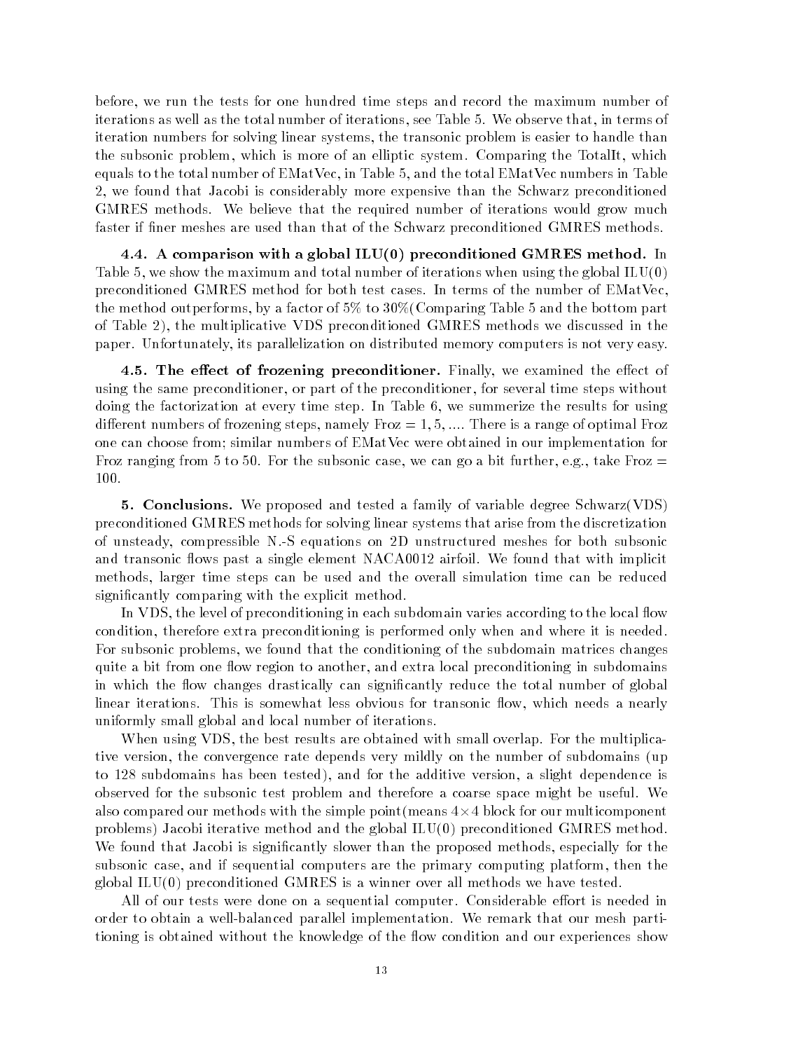before, we run the tests for one hundred time steps and record the maximum number of iterations as well as the total number of iterations, see Table 5. We observe that, in terms of iteration numbers for solving linear systems, the transonic problem is easier to handle than the subsonic problem, which is more of an elliptic system. Comparing the TotalIt, which equals to the total number of EMatVec, in Table 5, and the total EMatVec numbers in Table 2, we found that Jacobi is considerably more expensive than the Schwarz preconditioned GMRES methods. We believe that the required number of iterations would grow much faster if finer meshes are used than that of the Schwarz preconditioned GMRES methods.

**4.4. A comparison with a global ILU(0) preconditioned GMRES method.** In Table 5, we show the maximum and total number of iterations when using the global ILU(0) preconditioned GMRES method for both test cases. In terms of the number of EMatVec, the method outperforms, by a factor of 5% to 30%(Comparing Table 5 and the bottom part of Table 2), the multiplicative VDS preconditioned GMRES methods we discussed in the paper. Unfortunately, its parallelization on distributed memory computers is not very easy.

**4.5. The effect of frozening preconditioner.** Finally, we examined the effect of using the same preconditioner, or part of the preconditioner, for several time steps without doing the factorization at every time step. In Table 6, we summerize the results for using different numbers of frozening steps, namely Froz = 1, 5, .... There is a range of optimal Froz one can choose from; similar numbers of EMatVec were obtained in our implementation for Froz ranging from 5 to 50. For the subsonic case, we can go a bit further, e.g., take Froz = 100.

**5. Conclusions.** We proposed and tested a family of variable degree Schwarz(VDS) preconditioned GMRES methods for solving linear systems that arise from the discretization of unsteady, compressible N.-S equations on 2D unstructured meshes for both subsonic and transonic flows past a single element NACA0012 airfoil. We found that with implicit methods, larger time steps can be used and the overall simulation time can be reduced significantly comparing with the explicit method.

In VDS, the level of preconditioning in each subdomain varies according to the local flow condition, therefore extra preconditioning is performed only when and where it is needed. For subsonic problems, we found that the conditioning of the subdomain matrices changes quite a bit from one flow region to another, and extra local preconditioning in subdomains in which the flow changes drastically can significantly reduce the total number of global linear iterations. This is somewhat less obvious for transonic flow, which needs a nearly uniformly small global and local number of iterations.

When using VDS, the best results are obtained with small overlap. For the multiplicative version, the convergence rate depends very mildly on the number of subdomains (up to 128 subdomains has been tested), and for the additive version, a slight dependence is observed for the subsonic test problem and therefore a coarse space might be useful. We also compared our methods with the simple point(means $4 \times 4$ block for our multicomponent problems) Jacobi iterative method and the global ILU(0) preconditioned GMRES method. We found that Jacobi is significantly slower than the proposed methods, especially for the subsonic case, and if sequential computers are the primary computing platform, then the global ILU(0) preconditioned GMRES is a winner over all methods we have tested.

All of our tests were done on a sequential computer. Considerable effort is needed in order to obtain a well-balanced parallel implementation. We remark that our mesh partitioning is obtained without the knowledge of the flow condition and our experiences show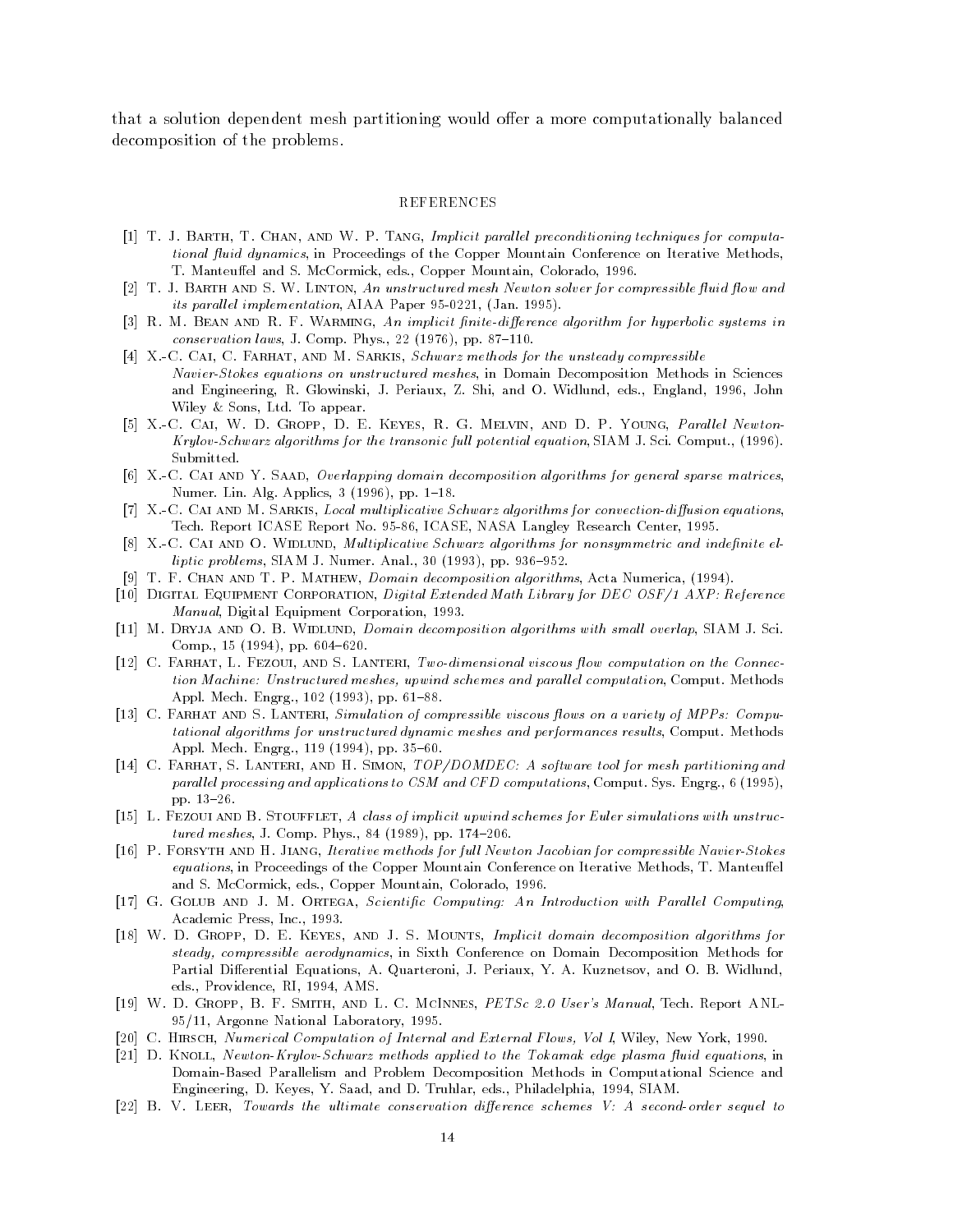that a solution dependent mesh partitioning would offer a more computationally balanced decomposition of the problems.

## REFERENCES

[1] T. J. Barth, T. Chan, and W. P. Tang, *Implicit parallel preconditioning techniques for computational fluid dynamics*, in Proceedings of the Copper Mountain Conference on Iterative Methods, T. Manteuffel and S. McCormick, eds., Copper Mountain, Colorado, 1996.

[2] T. J. Barth and S. W. Linton, *An unstructured mesh Newton solver for compressible fluid flow and its parallel implementation*, AIAA Paper 95-0221, (Jan. 1995).

[3] R. M. Bean and R. F. Warming, *An implicit finite-difference algorithm for hyperbolic systems in conservation laws*, J. Comp. Phys., 22 (1976), pp. 87–110.

[4] X.-C. Cai, C. Farhat, and M. Sarkis, *Schwarz methods for the unsteady compressible Navier-Stokes equations on unstructured meshes*, in Domain Decomposition Methods in Sciences and Engineering, R. Glowinski, J. Periaux, Z. Shi, and O. Widlund, eds., England, 1996, John Wiley & Sons, Ltd. To appear.

[5] X.-C. Cai, W. D. Gropp, D. E. Keyes, R. G. Melvin, and D. P. Young, *Parallel Newton-Krylov-Schwarz algorithms for the transonic full potential equation*, SIAM J. Sci. Comput., (1996). Submitted.

[6] X.-C. Cai and Y. Saad, *Overlapping domain decomposition algorithms for general sparse matrices*, Numer. Lin. Alg. Applics, 3 (1996), pp. 1–18.

[7] X.-C. Cai and M. Sarkis, *Local multiplicative Schwarz algorithms for convection-diffusion equations*, Tech. Report ICASE Report No. 95-86, ICASE, NASA Langley Research Center, 1995.

[8] X.-C. Cai and O. Widlund, *Multiplicative Schwarz algorithms for nonsymmetric and indefinite elliptic problems*, SIAM J. Numer. Anal., 30 (1993), pp. 936–952.

[9] T. F. Chan and T. P. Mathew, *Domain decomposition algorithms*, Acta Numerica, (1994).

[10] Digital Equipment Corporation, *Digital Extended Math Library for DEC OSF/1 AXP: Reference Manual*, Digital Equipment Corporation, 1993.

[11] M. Dryja and O. B. Widlund, *Domain decomposition algorithms with small overlap*, SIAM J. Sci. Comp., 15 (1994), pp. 604–620.

[12] C. Farhat, L. Fezoui, and S. Lanteri, *Two-dimensional viscous flow computation on the Connection Machine: Unstructured meshes, upwind schemes and parallel computation*, Comput. Methods Appl. Mech. Engrg., 102 (1993), pp. 61–88.

[13] C. Farhat and S. Lanteri, *Simulation of compressible viscous flows on a variety of MPPs: Computational algorithms for unstructured dynamic meshes and performances results*, Comput. Methods Appl. Mech. Engrg., 119 (1994), pp. 35–60.

[14] C. Farhat, S. Lanteri, and H. Simon, *TOP/DOMDEC: A software tool for mesh partitioning and parallel processing and applications to CSM and CFD computations*, Comput. Sys. Engrg., 6 (1995), pp. 13–26.

[15] L. Fezoui and B. Stoufflet, *A class of implicit upwind schemes for Euler simulations with unstructured meshes*, J. Comp. Phys., 84 (1989), pp. 174–206.

[16] P. Forsyth and H. Jiang, *Iterative methods for full Newton Jacobian for compressible Navier-Stokes equations*, in Proceedings of the Copper Mountain Conference on Iterative Methods, T. Manteuffel and S. McCormick, eds., Copper Mountain, Colorado, 1996.

[17] G. Golub and J. M. Ortega, *Scientific Computing: An Introduction with Parallel Computing*, Academic Press, Inc., 1993.

[18] W. D. Gropp, D. E. Keyes, and J. S. Mounts, *Implicit domain decomposition algorithms for steady, compressible aerodynamics*, in Sixth Conference on Domain Decomposition Methods for Partial Differential Equations, A. Quarteroni, J. Periaux, Y. A. Kuznetsov, and O. B. Widlund, eds., Providence, RI, 1994, AMS.

[19] W. D. Gropp, B. F. Smith, and L. C. McInnes, *PETSc 2.0 User's Manual*, Tech. Report ANL-95/11, Argonne National Laboratory, 1995.

[20] C. Hirsch, *Numerical Computation of Internal and External Flows, Vol I*, Wiley, New York, 1990.

[21] D. Knoll, *Newton-Krylov-Schwarz methods applied to the Tokamak edge plasma fluid equations*, in Domain-Based Parallelism and Problem Decomposition Methods in Computational Science and Engineering, D. Keyes, Y. Saad, and D. Truhlar, eds., Philadelphia, 1994, SIAM.

[22] B. V. Leer, *Towards the ultimate conservation difference schemes V: A second-order sequel to*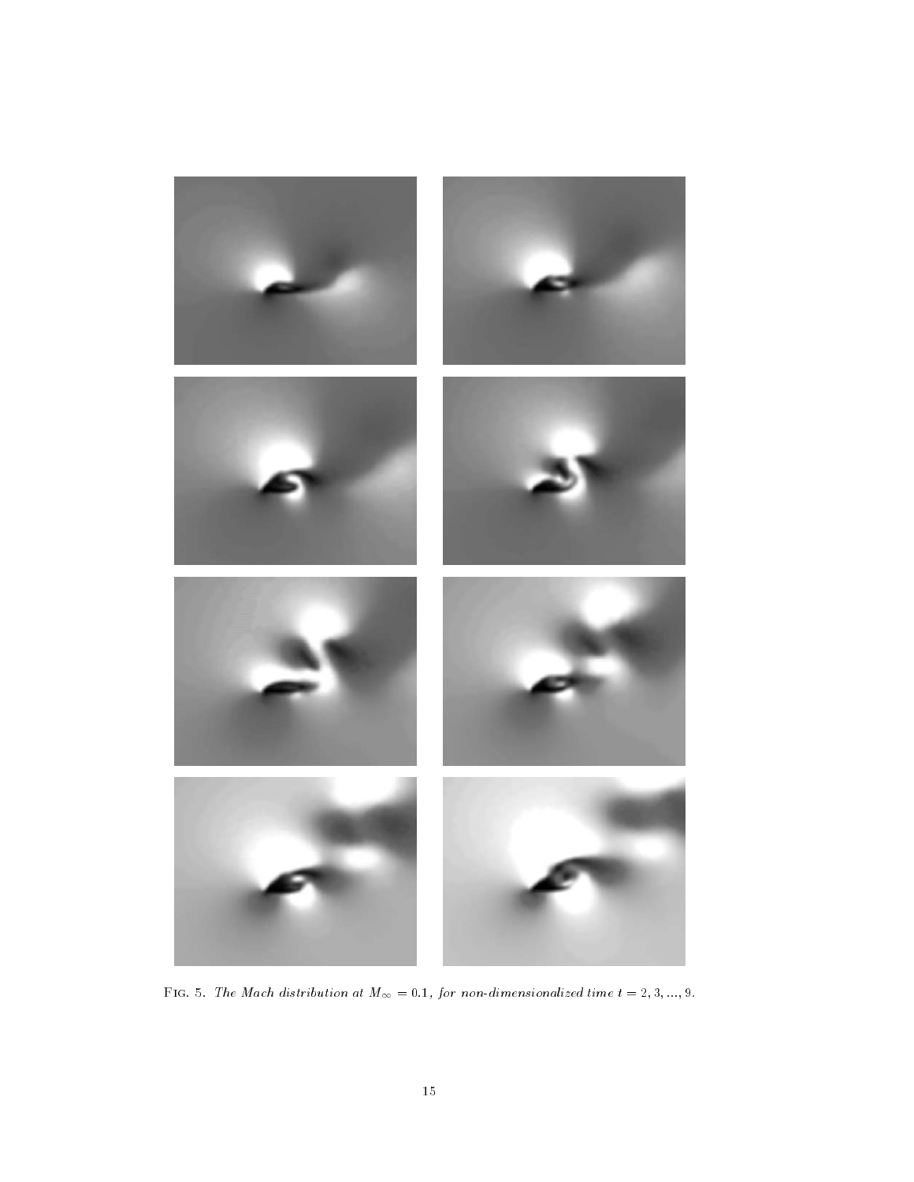Fig. 5. *The Mach distribution at $M_\infty = 0.1$, for non-dimensionalized time $t = 2, 3, ..., 9$.*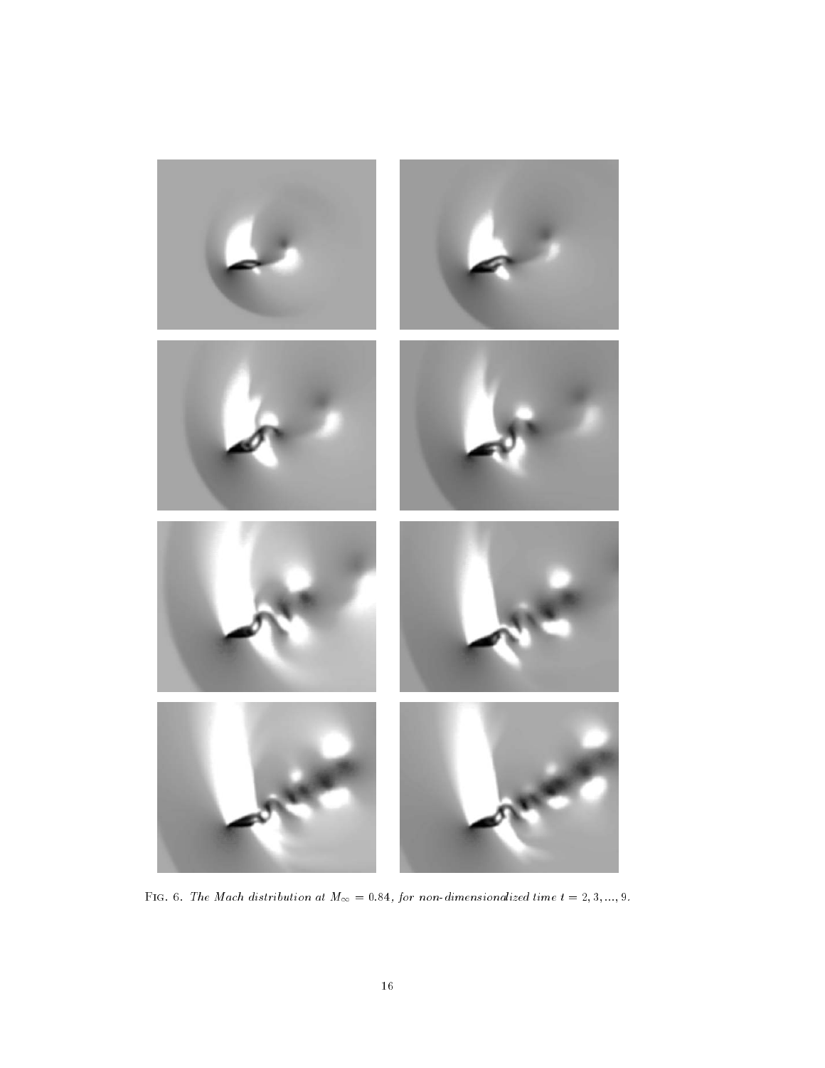FIG. 6. *The Mach distribution at $M_\infty = 0.84$, for non-dimensionalized time $t = 2, 3, \ldots, 9$.*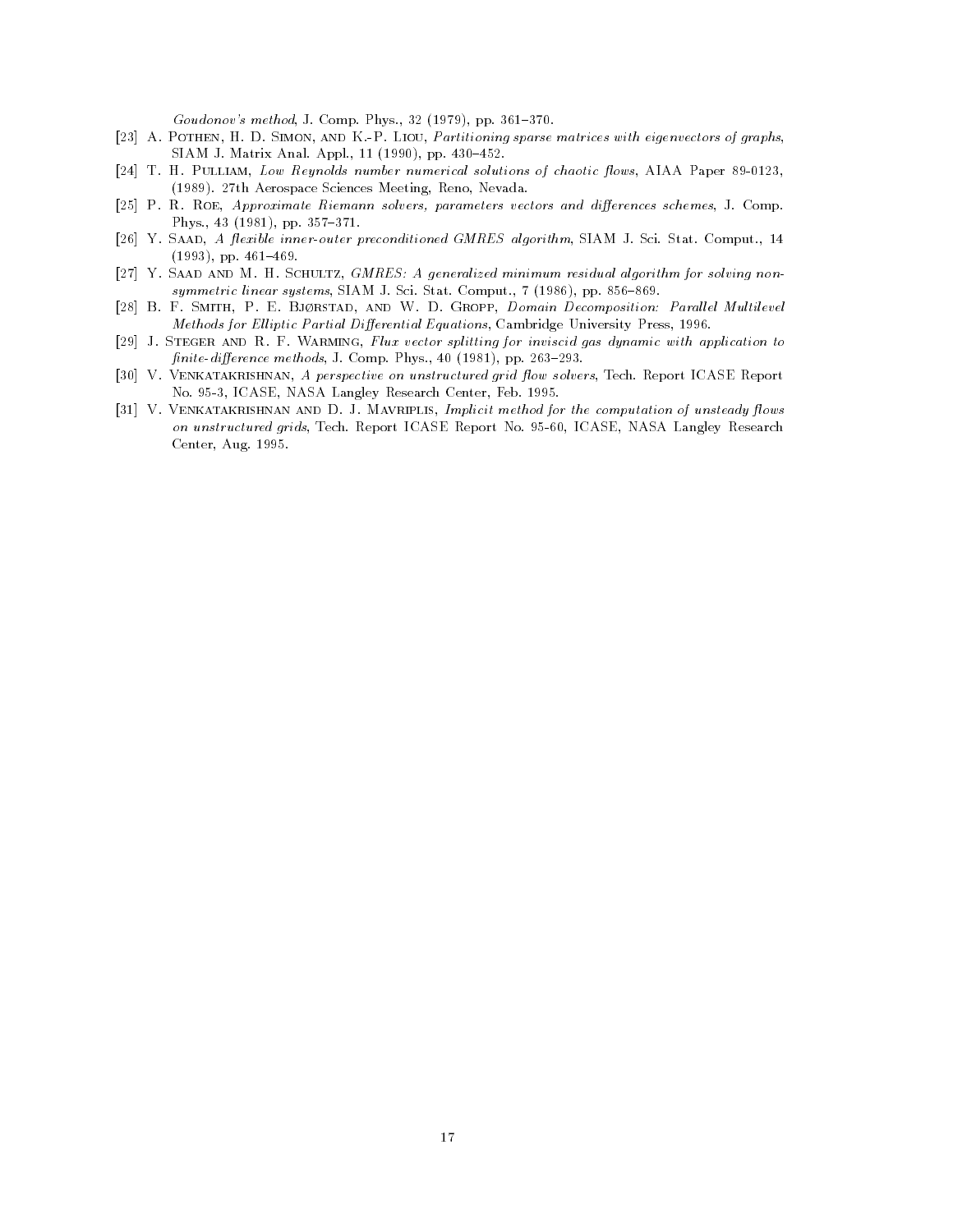*Goudonov's method*, J. Comp. Phys., 32 (1979), pp. 361–370.

[23] A. Pothen, H. D. Simon, and K.-P. Liou, *Partitioning sparse matrices with eigenvectors of graphs*, SIAM J. Matrix Anal. Appl., 11 (1990), pp. 430–452.

[24] T. H. Pulliam, *Low Reynolds number numerical solutions of chaotic flows*, AIAA Paper 89-0123, (1989). 27th Aerospace Sciences Meeting, Reno, Nevada.

[25] P. R. Roe, *Approximate Riemann solvers, parameters vectors and differences schemes*, J. Comp. Phys., 43 (1981), pp. 357–371.

[26] Y. Saad, *A flexible inner-outer preconditioned GMRES algorithm*, SIAM J. Sci. Stat. Comput., 14 (1993), pp. 461–469.

[27] Y. Saad and M. H. Schultz, *GMRES: A generalized minimum residual algorithm for solving non-symmetric linear systems*, SIAM J. Sci. Stat. Comput., 7 (1986), pp. 856–869.

[28] B. F. Smith, P. E. Bjørstad, and W. D. Gropp, *Domain Decomposition: Parallel Multilevel Methods for Elliptic Partial Differential Equations*, Cambridge University Press, 1996.

[29] J. Steger and R. F. Warming, *Flux vector splitting for inviscid gas dynamic with application to finite-difference methods*, J. Comp. Phys., 40 (1981), pp. 263–293.

[30] V. Venkatakrishnan, *A perspective on unstructured grid flow solvers*, Tech. Report ICASE Report No. 95-3, ICASE, NASA Langley Research Center, Feb. 1995.

[31] V. Venkatakrishnan and D. J. Mavriplis, *Implicit method for the computation of unsteady flows on unstructured grids*, Tech. Report ICASE Report No. 95-60, ICASE, NASA Langley Research Center, Aug. 1995.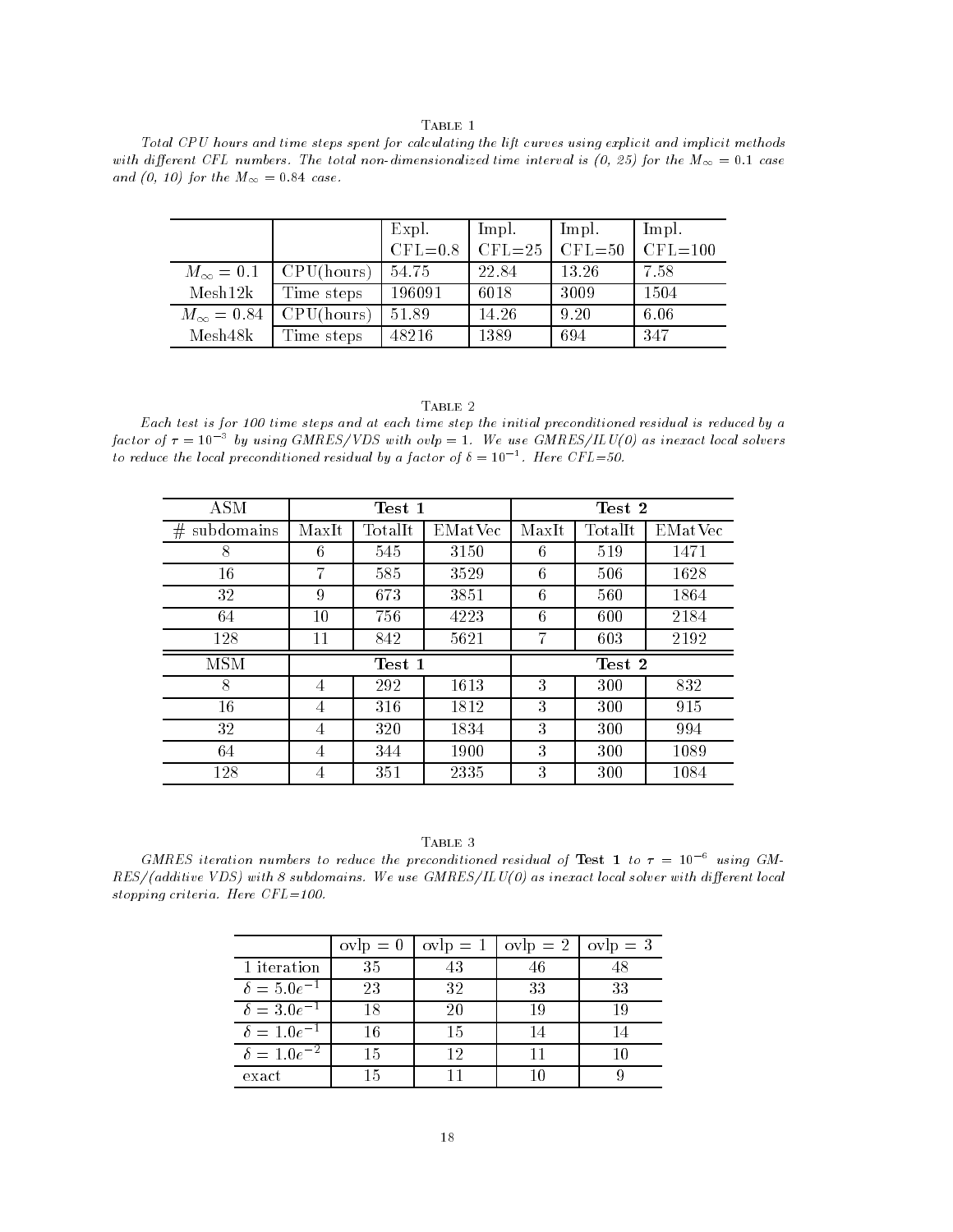Table 1

*Total CPU hours and time steps spent for calculating the lift curves using explicit and implicit methods with different CFL numbers. The total non-dimensionalized time interval is (0, 25) for the $M_\infty = 0.1$ case and (0, 10) for the $M_\infty = 0.84$ case.*

| | | Expl. CFL=0.8 | Impl. CFL=25 | Impl. CFL=50 | Impl. CFL=100 |
|---|---|---|---|---|---|
| $M_\infty = 0.1$ | CPU(hours) | 54.75 | 22.84 | 13.26 | 7.58 |
| Mesh12k | Time steps | 196091 | 6018 | 3009 | 1504 |
| $M_\infty = 0.84$ | CPU(hours) | 51.89 | 14.26 | 9.20 | 6.06 |
| Mesh48k | Time steps | 48216 | 1389 | 694 | 347 |

Table 2

*Each test is for 100 time steps and at each time step the initial preconditioned residual is reduced by a factor of $\tau = 10^{-3}$ by using GMRES/VDS with ovlp = 1. We use GMRES/ILU(0) as inexact local solvers to reduce the local preconditioned residual by a factor of $\delta = 10^{-1}$. Here CFL=50.*

| ASM | **Test 1** | | | **Test 2** | | |
|---|---|---|---|---|---|---|
| # subdomains | MaxIt | TotalIt | EMatVec | MaxIt | TotalIt | EMatVec |
| 8 | 6 | 545 | 3150 | 6 | 519 | 1471 |
| 16 | 7 | 585 | 3529 | 6 | 506 | 1628 |
| 32 | 9 | 673 | 3851 | 6 | 560 | 1864 |
| 64 | 10 | 756 | 4223 | 6 | 600 | 2184 |
| 128 | 11 | 842 | 5621 | 7 | 603 | 2192 |
| MSM | **Test 1** | | | **Test 2** | | |
| 8 | 4 | 292 | 1613 | 3 | 300 | 832 |
| 16 | 4 | 316 | 1812 | 3 | 300 | 915 |
| 32 | 4 | 320 | 1834 | 3 | 300 | 994 |
| 64 | 4 | 344 | 1900 | 3 | 300 | 1089 |
| 128 | 4 | 351 | 2335 | 3 | 300 | 1084 |

Table 3

*GMRES iteration numbers to reduce the preconditioned residual of* **Test 1** *to $\tau = 10^{-6}$ using GMRES/(additive VDS) with 8 subdomains. We use GMRES/ILU(0) as inexact local solver with different local stopping criteria. Here CFL=100.*

| | ovlp = 0 | ovlp = 1 | ovlp = 2 | ovlp = 3 |
|---|---|---|---|---|
| 1 iteration | 35 | 43 | 46 | 48 |
| $\delta = 5.0e^{-1}$ | 23 | 32 | 33 | 33 |
| $\delta = 3.0e^{-1}$ | 18 | 20 | 19 | 19 |
| $\delta = 1.0e^{-1}$ | 16 | 15 | 14 | 14 |
| $\delta = 1.0e^{-2}$ | 15 | 12 | 11 | 10 |
| exact | 15 | 11 | 10 | 9 |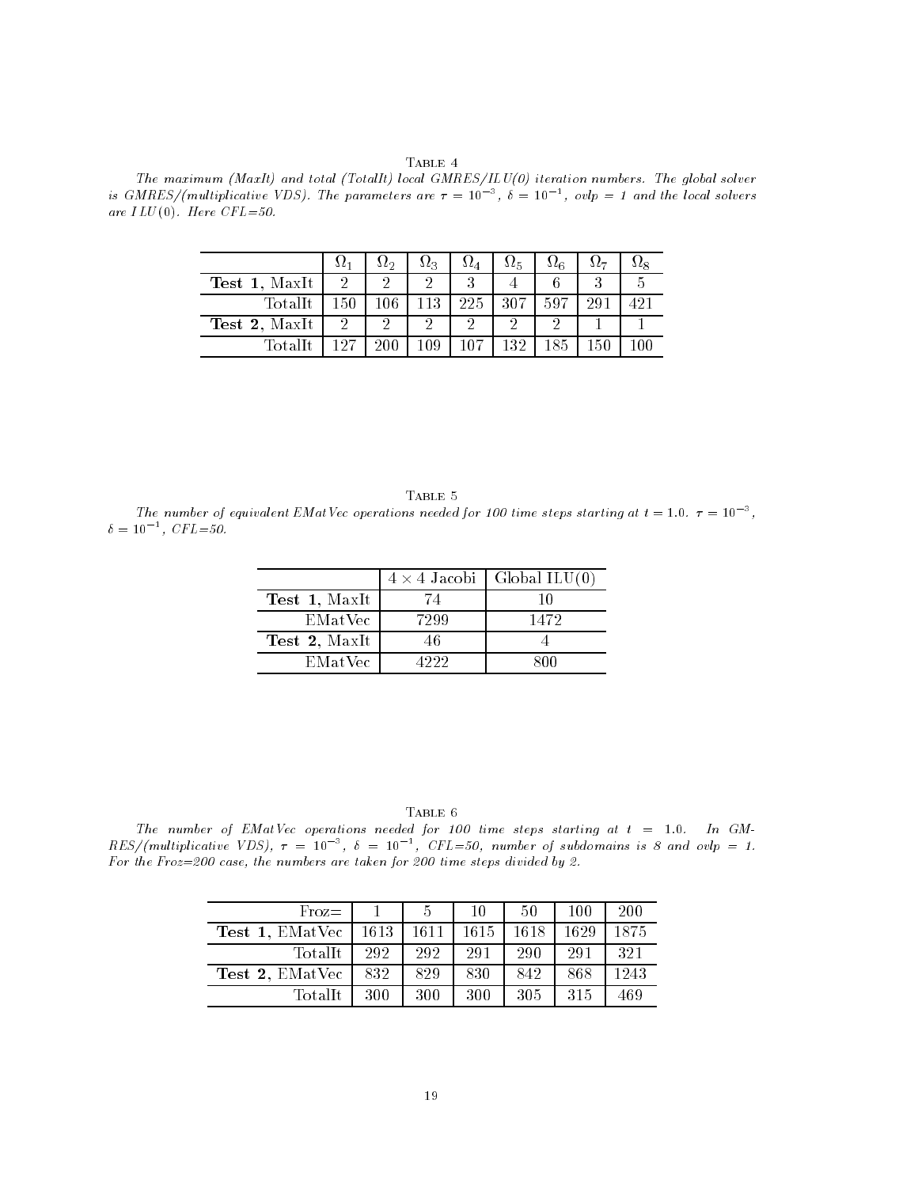Table 4

*The maximum (MaxIt) and total (TotalIt) local GMRES/ILU(0) iteration numbers. The global solver is GMRES/(multiplicative VDS). The parameters are $\tau = 10^{-3}$, $\delta = 10^{-1}$, ovlp = 1 and the local solvers are ILU(0). Here CFL=50.*

| | $\Omega_1$ | $\Omega_2$ | $\Omega_3$ | $\Omega_4$ | $\Omega_5$ | $\Omega_6$ | $\Omega_7$ | $\Omega_8$ |
|---|---|---|---|---|---|---|---|---|
| **Test 1**, MaxIt | 2 | 2 | 2 | 3 | 4 | 6 | 3 | 5 |
| TotalIt | 150 | 106 | 113 | 225 | 307 | 597 | 291 | 421 |
| **Test 2**, MaxIt | 2 | 2 | 2 | 2 | 2 | 2 | 1 | 1 |
| TotalIt | 127 | 200 | 109 | 107 | 132 | 185 | 150 | 100 |

Table 5

*The number of equivalent EMatVec operations needed for 100 time steps starting at $t = 1.0$. $\tau = 10^{-3}$, $\delta = 10^{-1}$, CFL=50.*

| | $4 \times 4$ Jacobi | Global ILU(0) |
|---|---|---|
| **Test 1**, MaxIt | 74 | 10 |
| EMatVec | 7299 | 1472 |
| **Test 2**, MaxIt | 46 | 4 |
| EMatVec | 4222 | 800 |

Table 6

*The number of EMatVec operations needed for 100 time steps starting at $t = 1.0$. In GMRES/(multiplicative VDS), $\tau = 10^{-3}$, $\delta = 10^{-1}$, CFL=50, number of subdomains is 8 and ovlp = 1. For the Froz=200 case, the numbers are taken for 200 time steps divided by 2.*

| Froz= | 1 | 5 | 10 | 50 | 100 | 200 |
|---|---|---|---|---|---|---|
| **Test 1**, EMatVec | 1613 | 1611 | 1615 | 1618 | 1629 | 1875 |
| TotalIt | 292 | 292 | 291 | 290 | 291 | 321 |
| **Test 2**, EMatVec | 832 | 829 | 830 | 842 | 868 | 1243 |
| TotalIt | 300 | 300 | 300 | 305 | 315 | 469 |